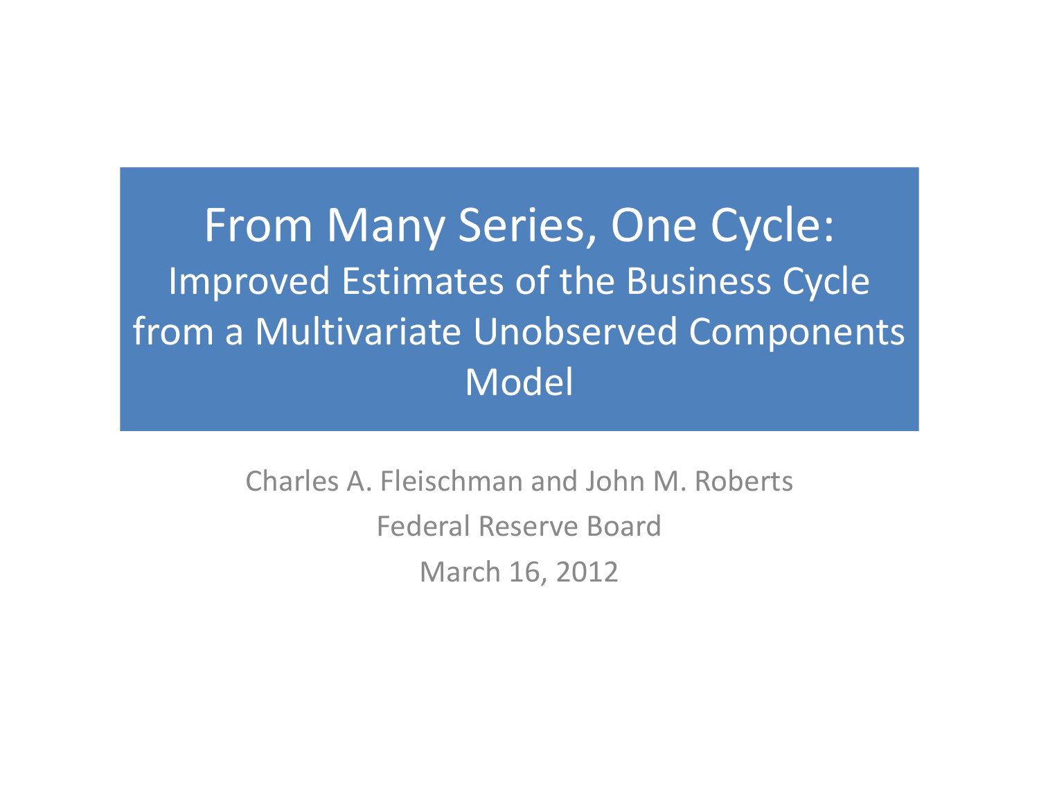# From Many Series, One Cycle:

## Improved Estimates of the Business Cycle from a Multivariate Unobserved Components Model

Charles A. Fleischman and John M. Roberts

Federal Reserve Board

March 16, 2012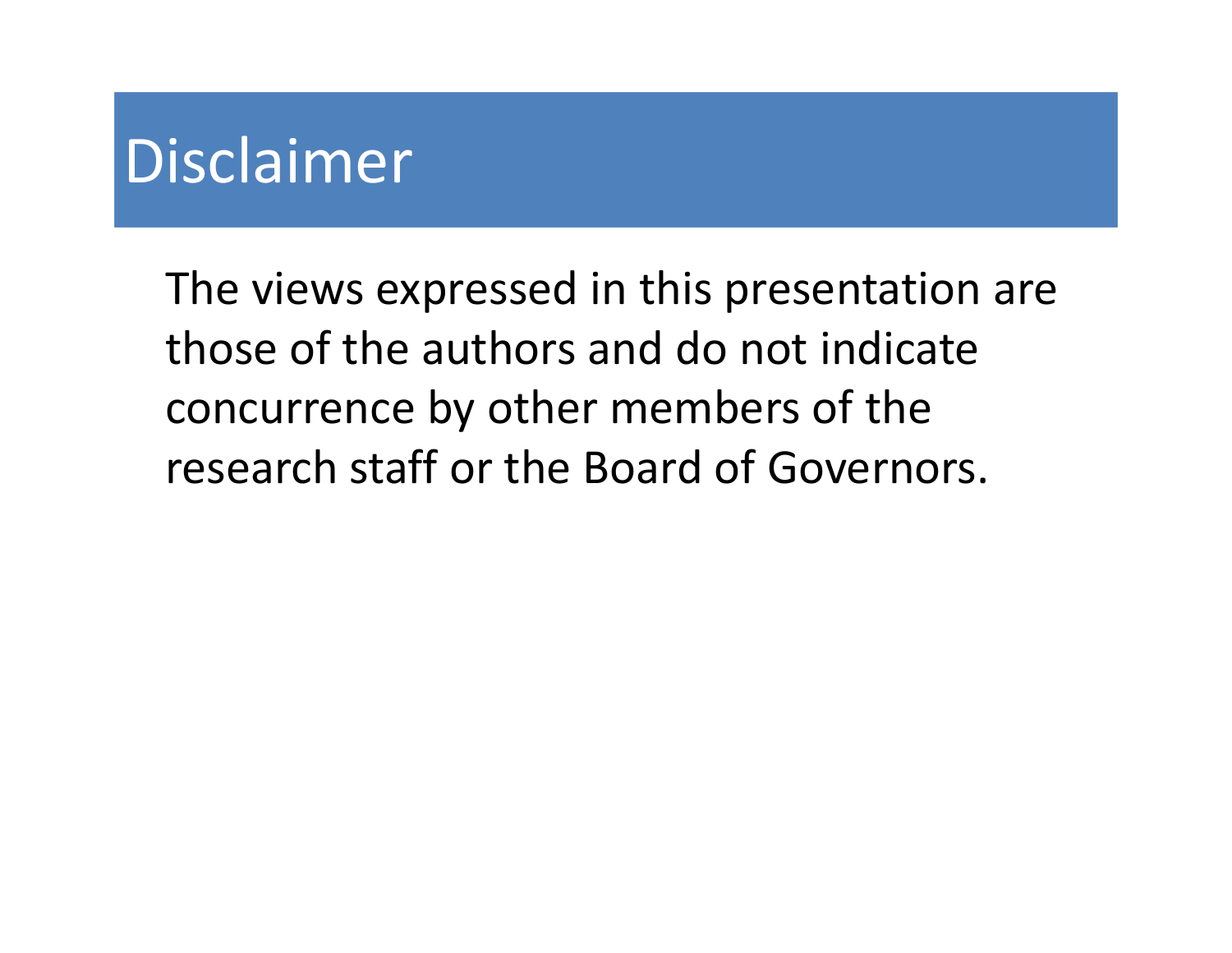# Disclaimer

The views expressed in this presentation are those of the authors and do not indicate concurrence by other members of the research staff or the Board of Governors.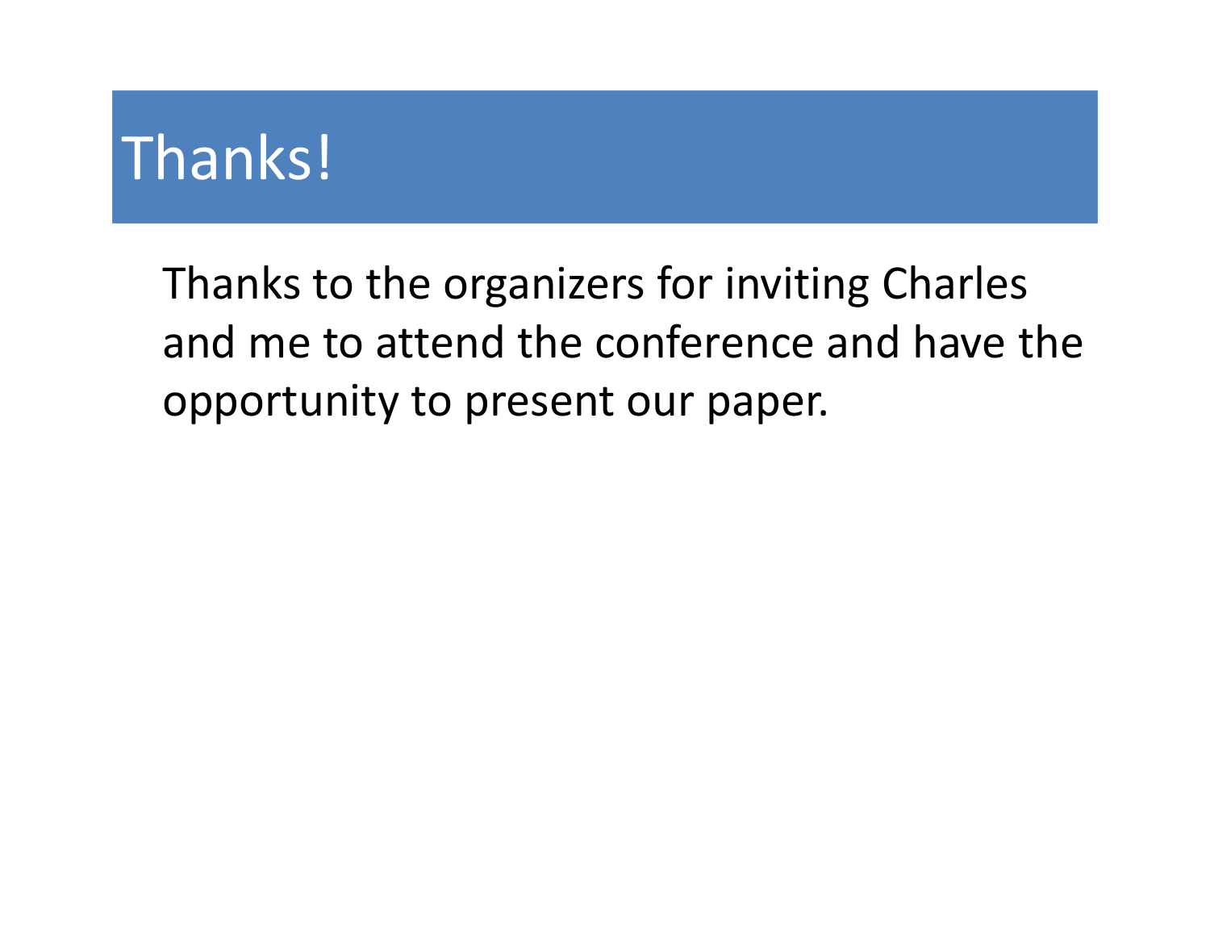# Thanks!

Thanks to the organizers for inviting Charles and me to attend the conference and have the opportunity to present our paper.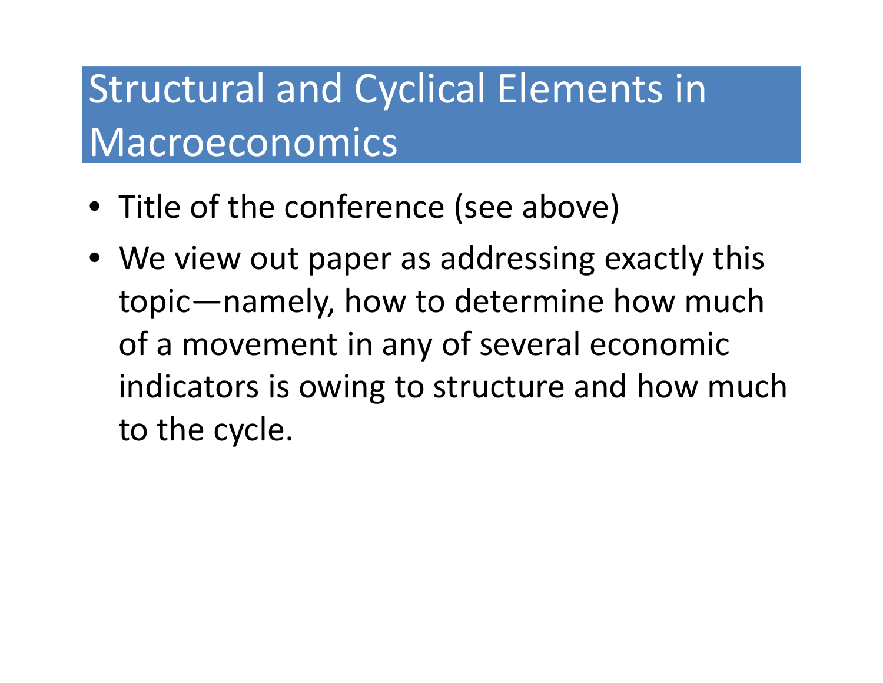# Structural and Cyclical Elements in Macroeconomics

- Title of the conference (see above)
- We view out paper as addressing exactly this topic—namely, how to determine how much of a movement in any of several economic indicators is owing to structure and how much to the cycle.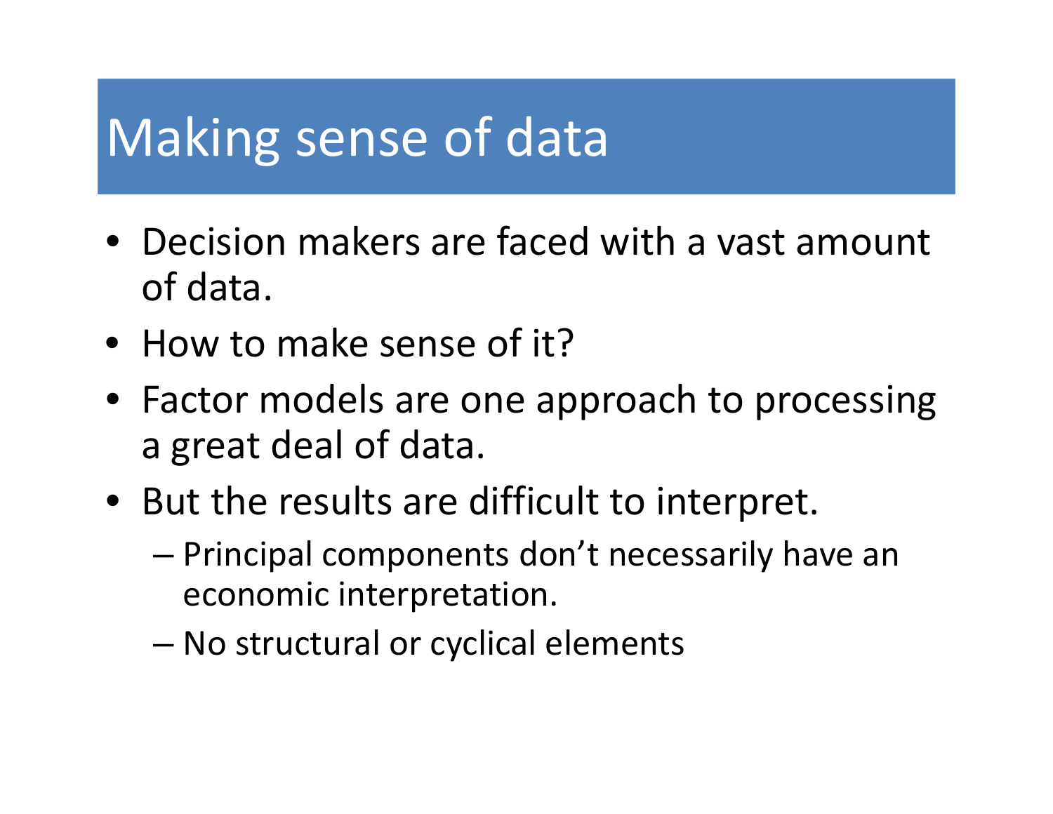# Making sense of data

- Decision makers are faced with a vast amount of data.
- How to make sense of it?
- Factor models are one approach to processing a great deal of data.
- But the results are difficult to interpret.
  - Principal components don't necessarily have an economic interpretation.
  - No structural or cyclical elements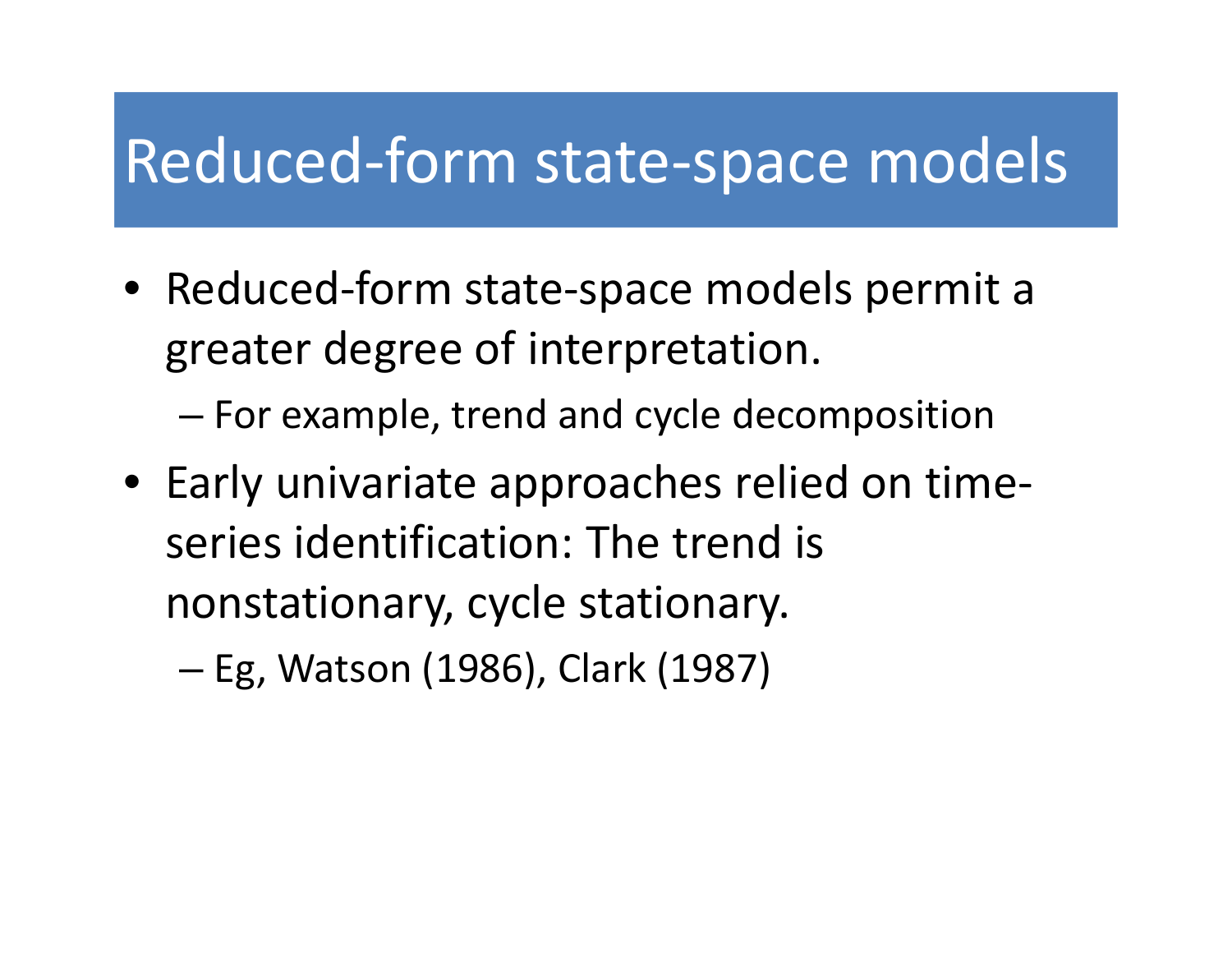# Reduced-form state-space models

- Reduced-form state-space models permit a greater degree of interpretation.
  - For example, trend and cycle decomposition
- Early univariate approaches relied on time-series identification: The trend is nonstationary, cycle stationary.
  - Eg, Watson (1986), Clark (1987)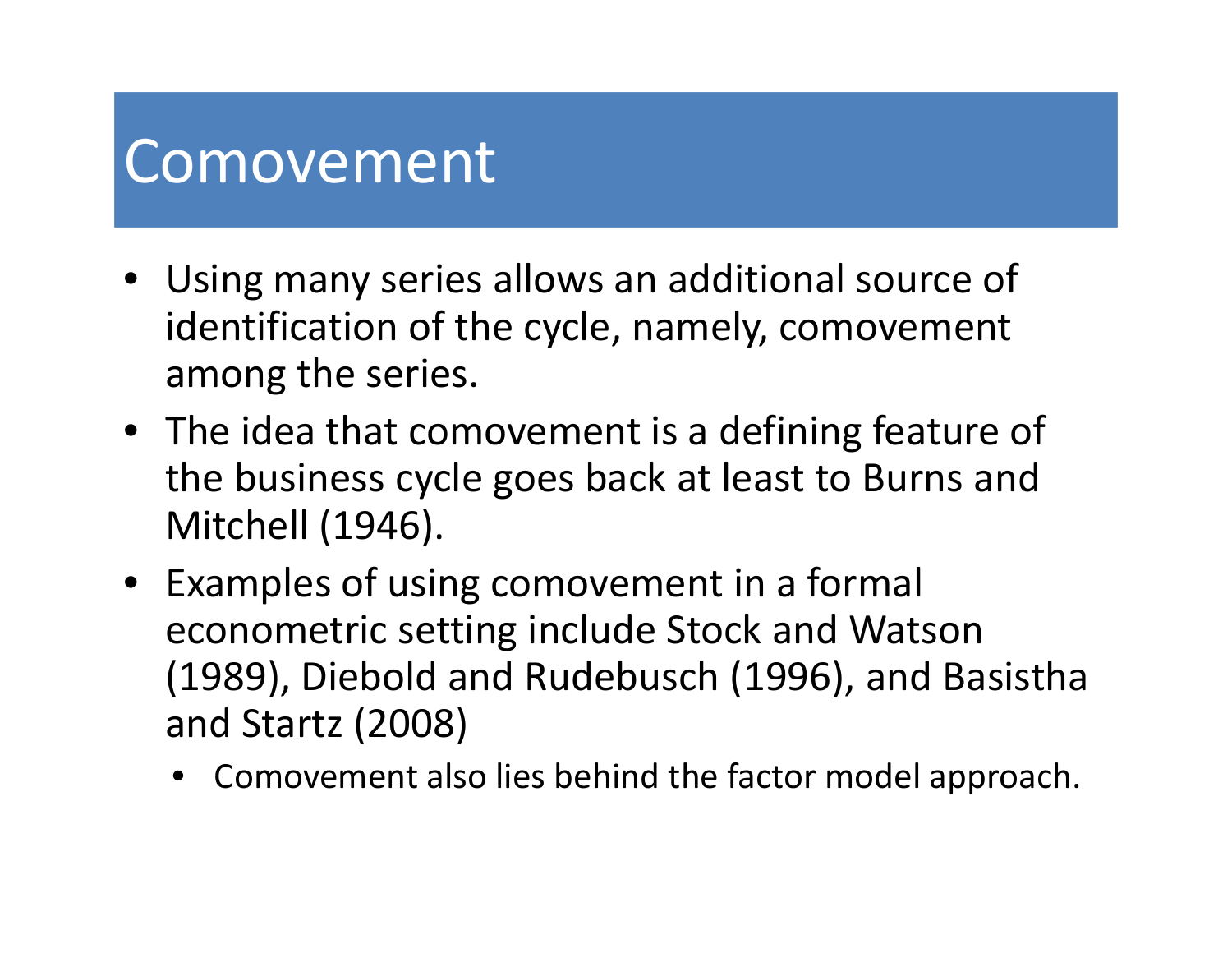# Comovement

- Using many series allows an additional source of identification of the cycle, namely, comovement among the series.
- The idea that comovement is a defining feature of the business cycle goes back at least to Burns and Mitchell (1946).
- Examples of using comovement in a formal econometric setting include Stock and Watson (1989), Diebold and Rudebusch (1996), and Basistha and Startz (2008)
  - Comovement also lies behind the factor model approach.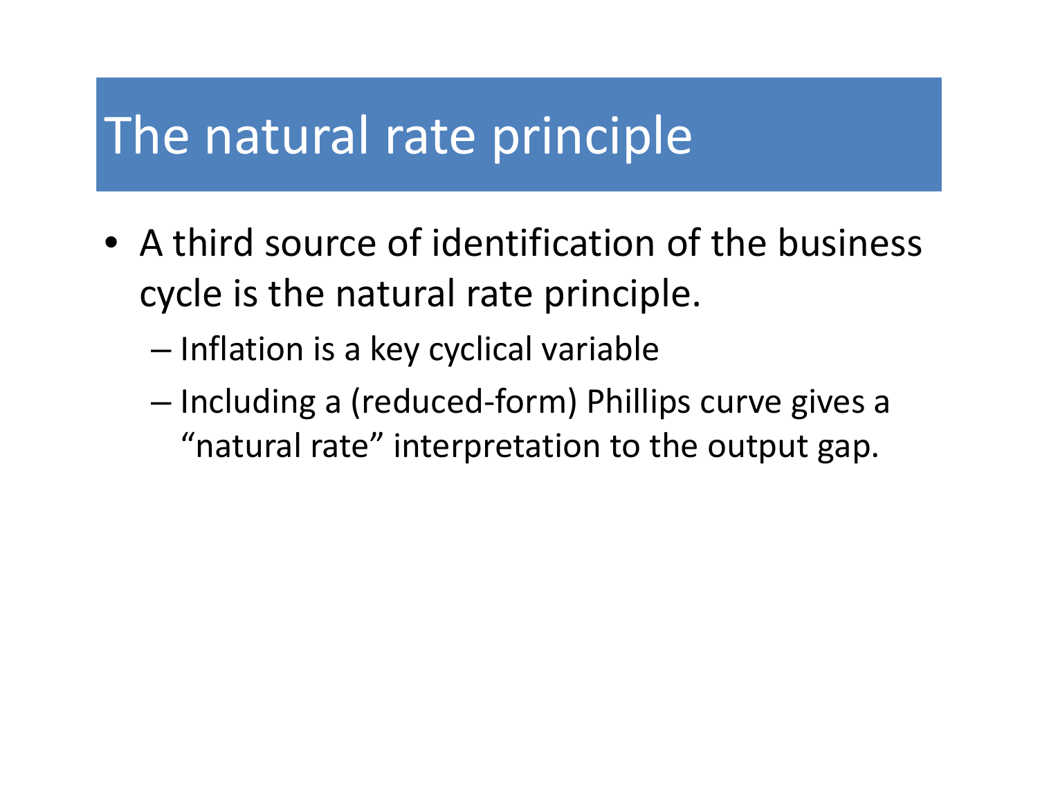# The natural rate principle

- A third source of identification of the business cycle is the natural rate principle.
  - Inflation is a key cyclical variable
  - Including a (reduced-form) Phillips curve gives a "natural rate" interpretation to the output gap.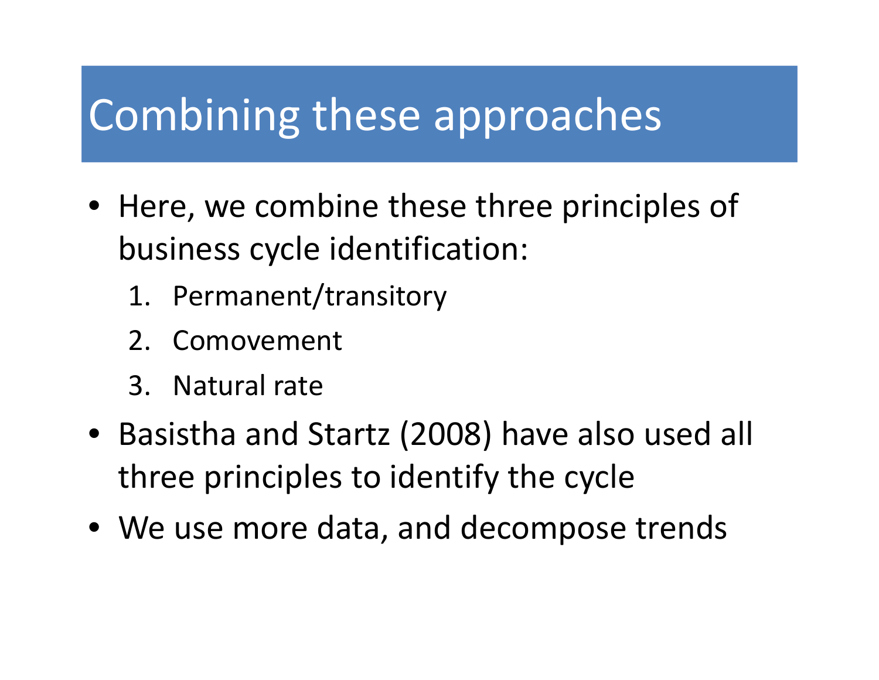# Combining these approaches

- Here, we combine these three principles of business cycle identification:
    1. Permanent/transitory
    2. Comovement
    3. Natural rate
- Basistha and Startz (2008) have also used all three principles to identify the cycle
- We use more data, and decompose trends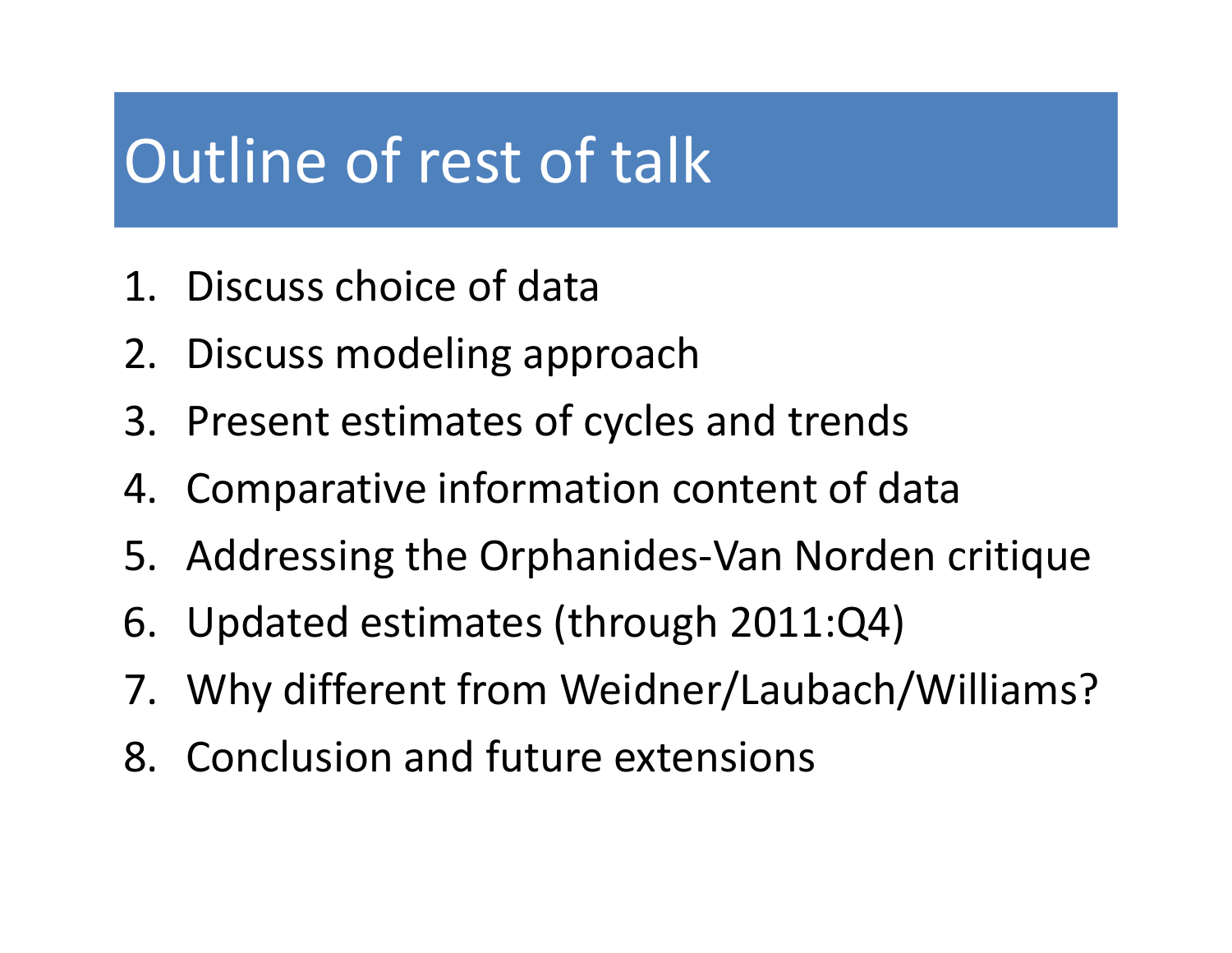# Outline of rest of talk

1. Discuss choice of data
2. Discuss modeling approach
3. Present estimates of cycles and trends
4. Comparative information content of data
5. Addressing the Orphanides-Van Norden critique
6. Updated estimates (through 2011:Q4)
7. Why different from Weidner/Laubach/Williams?
8. Conclusion and future extensions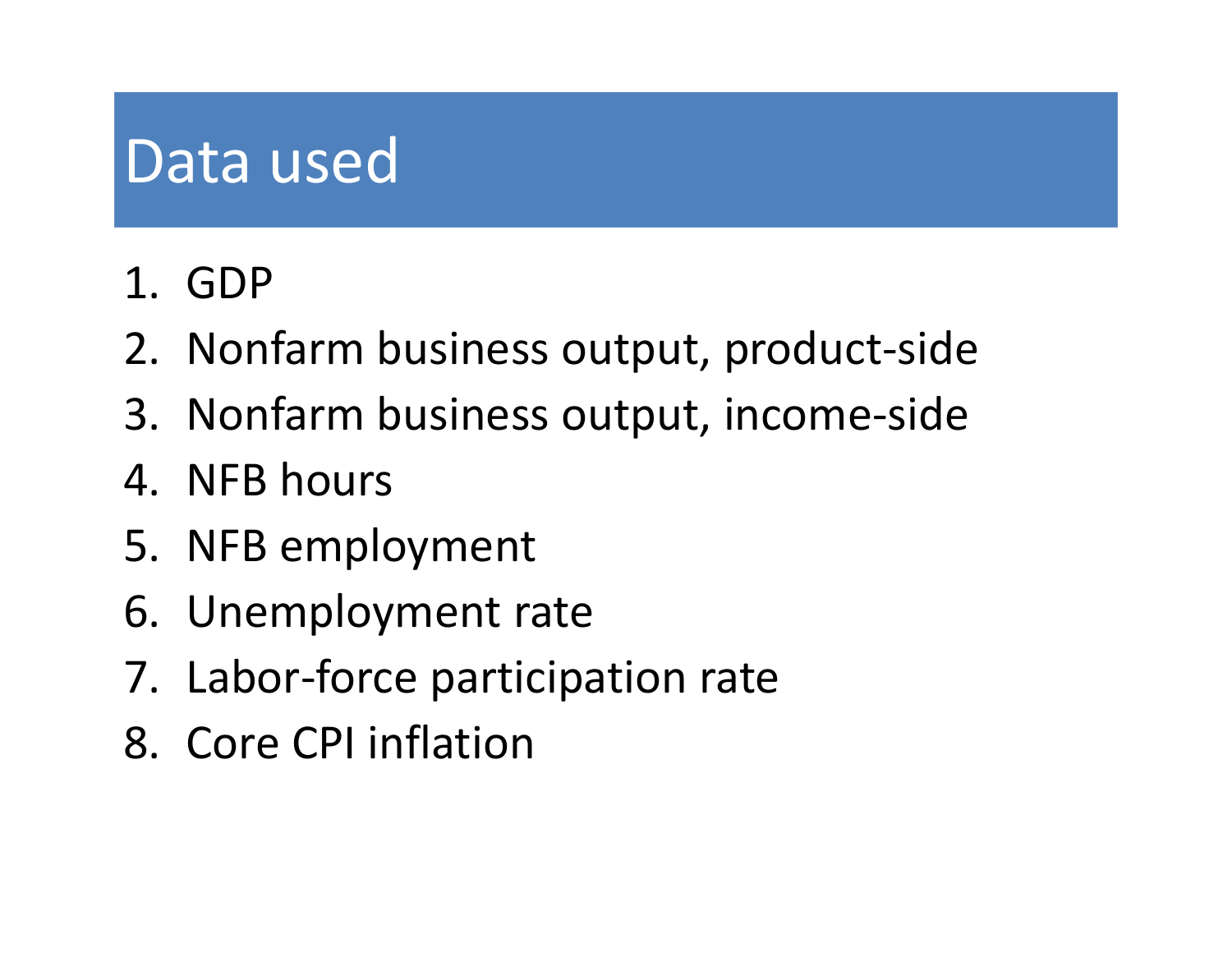# Data used

1. GDP
2. Nonfarm business output, product-side
3. Nonfarm business output, income-side
4. NFB hours
5. NFB employment
6. Unemployment rate
7. Labor-force participation rate
8. Core CPI inflation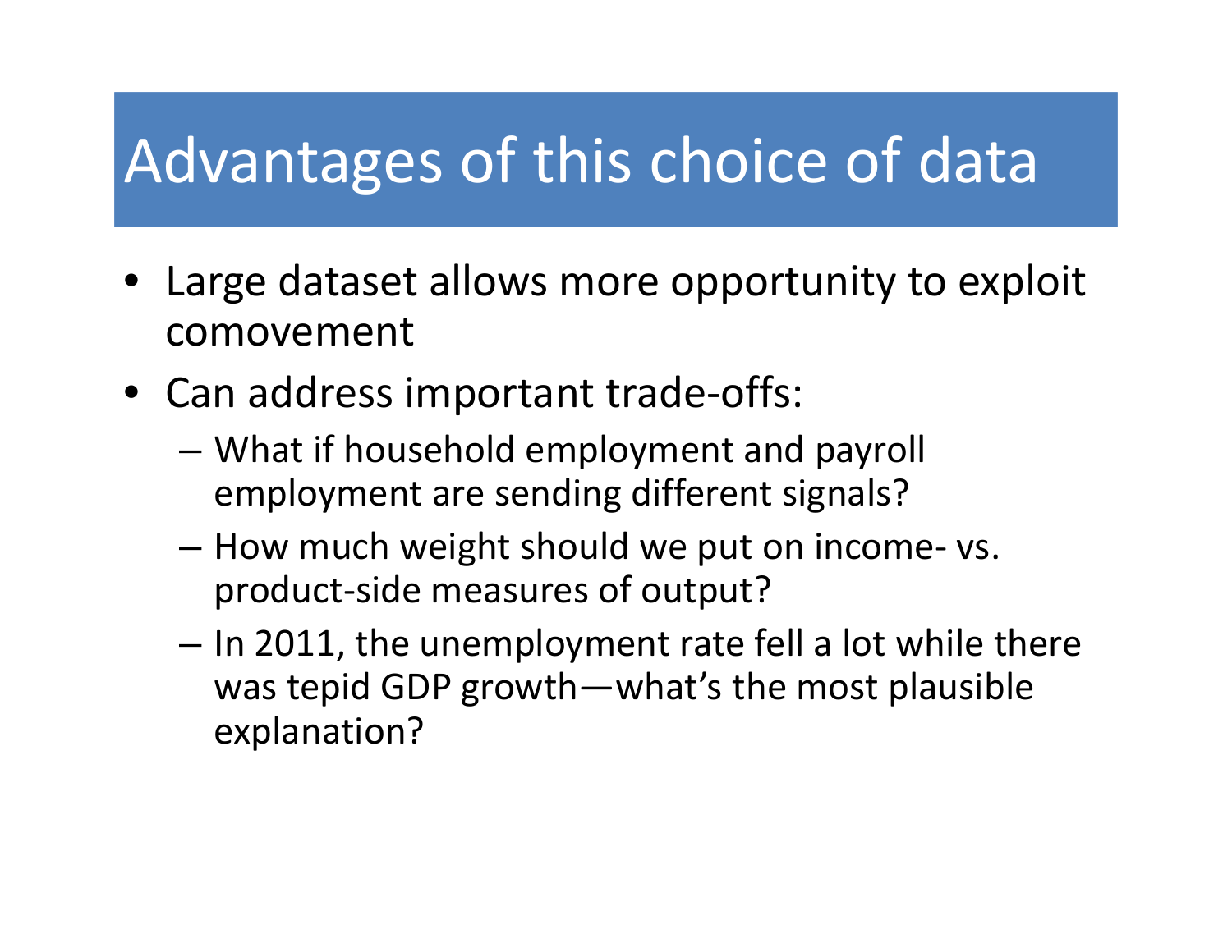# Advantages of this choice of data

- Large dataset allows more opportunity to exploit comovement
- Can address important trade-offs:
  - What if household employment and payroll employment are sending different signals?
  - How much weight should we put on income- vs. product-side measures of output?
  - In 2011, the unemployment rate fell a lot while there was tepid GDP growth—what's the most plausible explanation?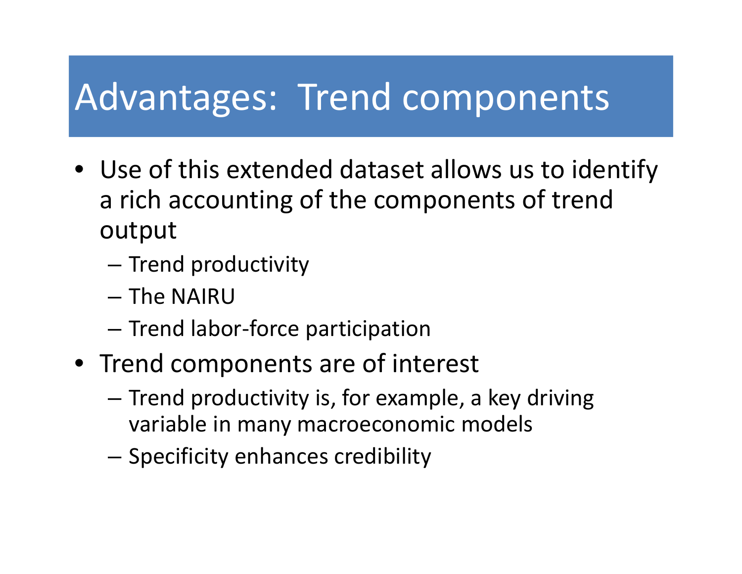# Advantages: Trend components

- Use of this extended dataset allows us to identify a rich accounting of the components of trend output
  - Trend productivity
  - The NAIRU
  - Trend labor-force participation
- Trend components are of interest
  - Trend productivity is, for example, a key driving variable in many macroeconomic models
  - Specificity enhances credibility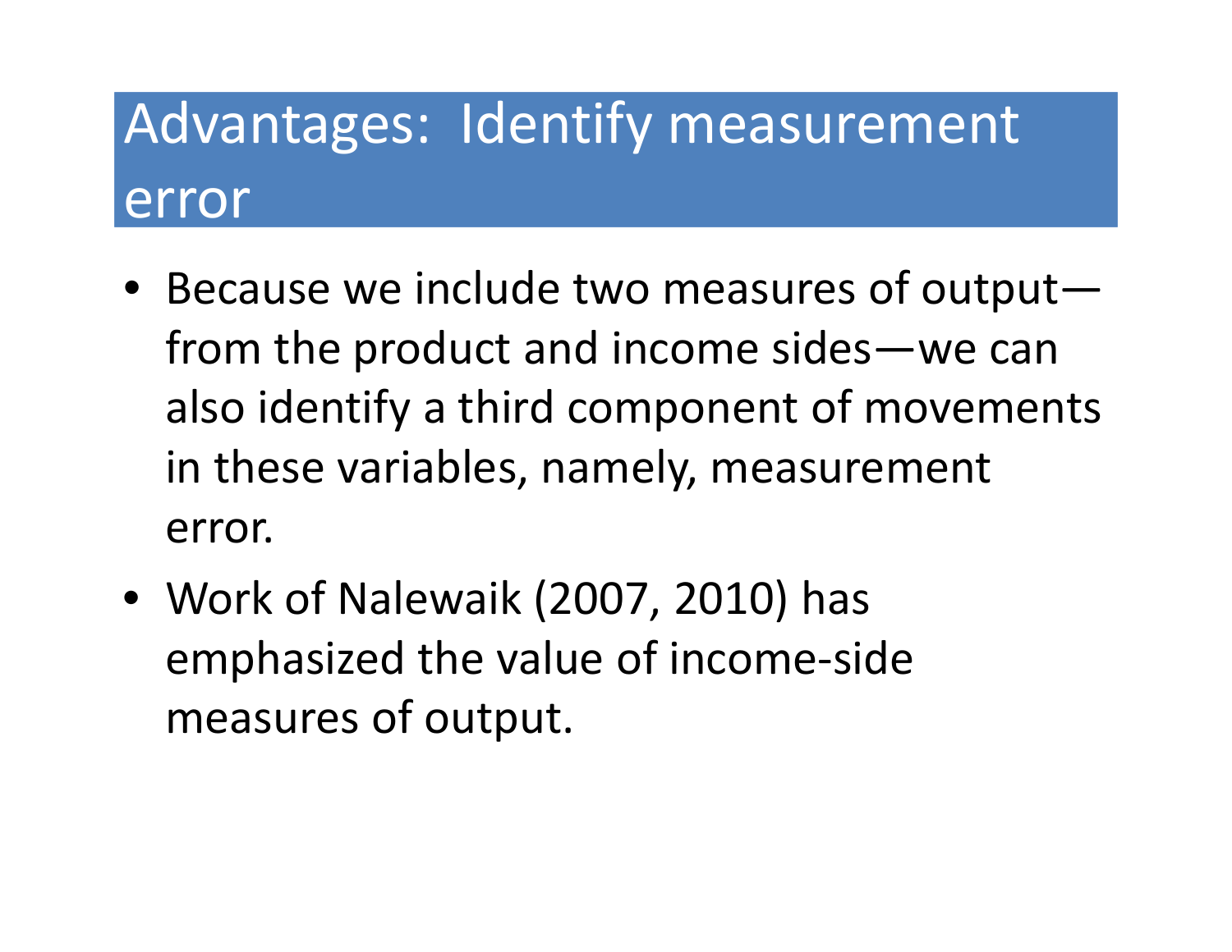# Advantages: Identify measurement error

- Because we include two measures of output—from the product and income sides—we can also identify a third component of movements in these variables, namely, measurement error.
- Work of Nalewaik (2007, 2010) has emphasized the value of income-side measures of output.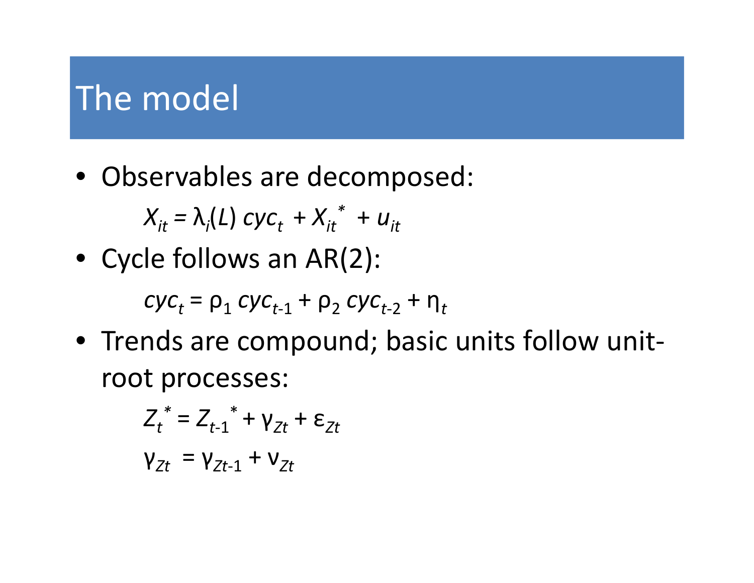# The model

- Observables are decomposed:

$$X_{it} = \lambda_i(L)\, cyc_t + X_{it}^* + u_{it}$$

- Cycle follows an AR(2):

$$cyc_t = \rho_1\, cyc_{t-1} + \rho_2\, cyc_{t-2} + \eta_t$$

- Trends are compound; basic units follow unit-root processes:

$$Z_t^* = Z_{t-1}^* + \gamma_{Zt} + \varepsilon_{Zt}$$

$$\gamma_{Zt} = \gamma_{Zt-1} + \nu_{Zt}$$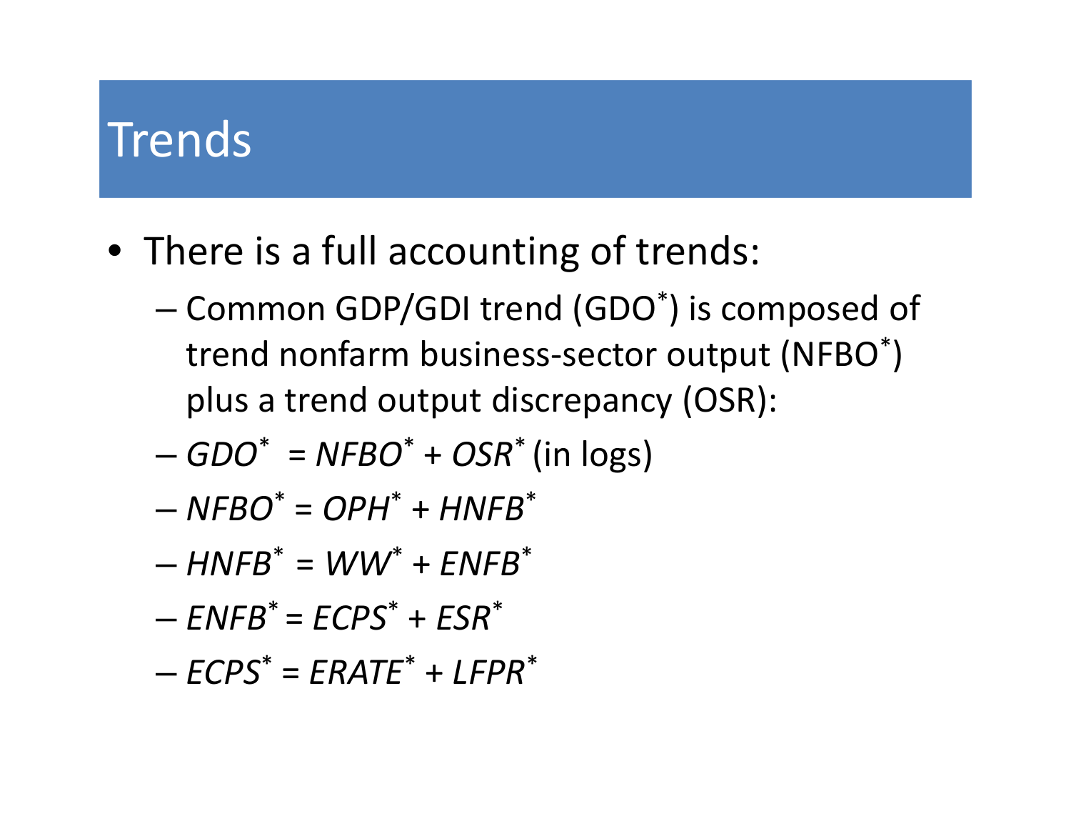# Trends

- There is a full accounting of trends:
  - Common GDP/GDI trend ($GDO^*$) is composed of trend nonfarm business-sector output ($NFBO^*$) plus a trend output discrepancy (OSR):
  - $GDO^* = NFBO^* + OSR^*$ (in logs)
  - $NFBO^* = OPH^* + HNFB^*$
  - $HNFB^* = WW^* + ENFB^*$
  - $ENFB^* = ECPS^* + ESR^*$
  - $ECPS^* = ERATE^* + LFPR^*$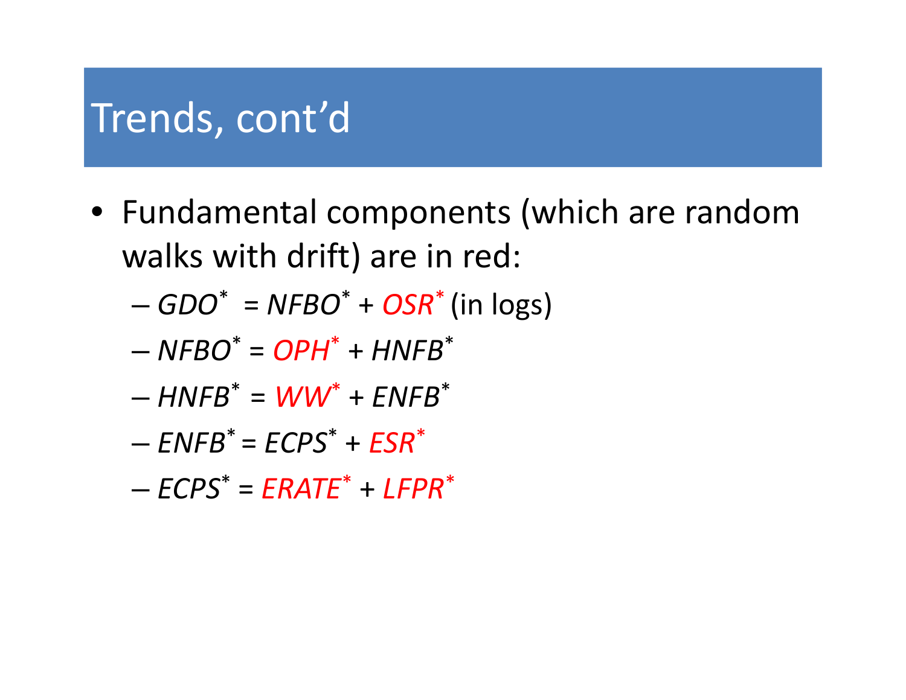# Trends, cont'd

- Fundamental components (which are random walks with drift) are in red:
  - $GDO^* = NFBO^* + OSR^*$ (in logs)
  - $NFBO^* = OPH^* + HNFB^*$
  - $HNFB^* = WW^* + ENFB^*$
  - $ENFB^* = ECPS^* + ESR^*$
  - $ECPS^* = ERATE^* + LFPR^*$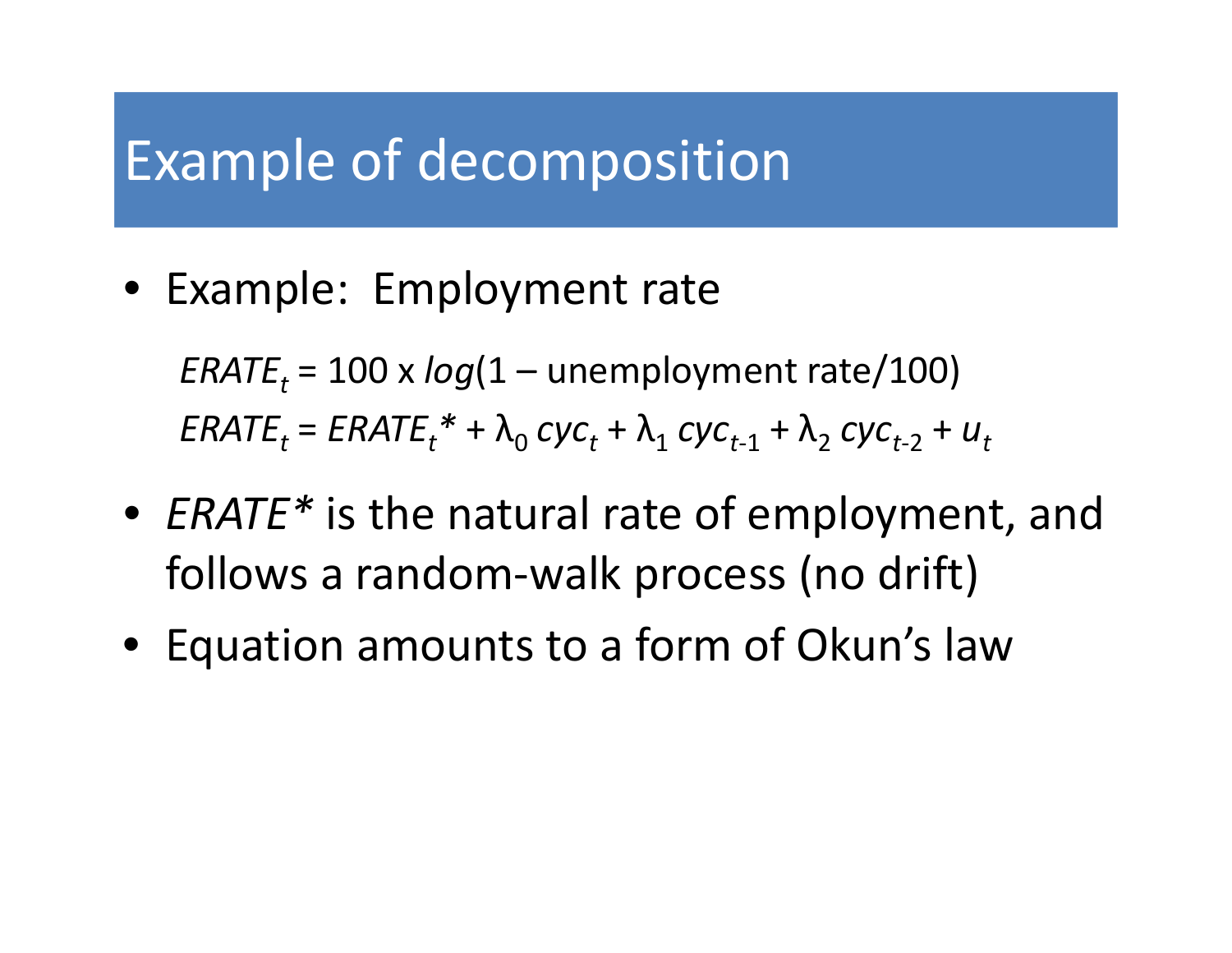# Example of decomposition

- Example: Employment rate

$$ERATE_t = 100 \times log(1 - \text{unemployment rate}/100)$$

$$ERATE_t = ERATE_t^* + \lambda_0\, cyc_t + \lambda_1\, cyc_{t-1} + \lambda_2\, cyc_{t-2} + u_t$$

- *ERATE\** is the natural rate of employment, and follows a random-walk process (no drift)
- Equation amounts to a form of Okun's law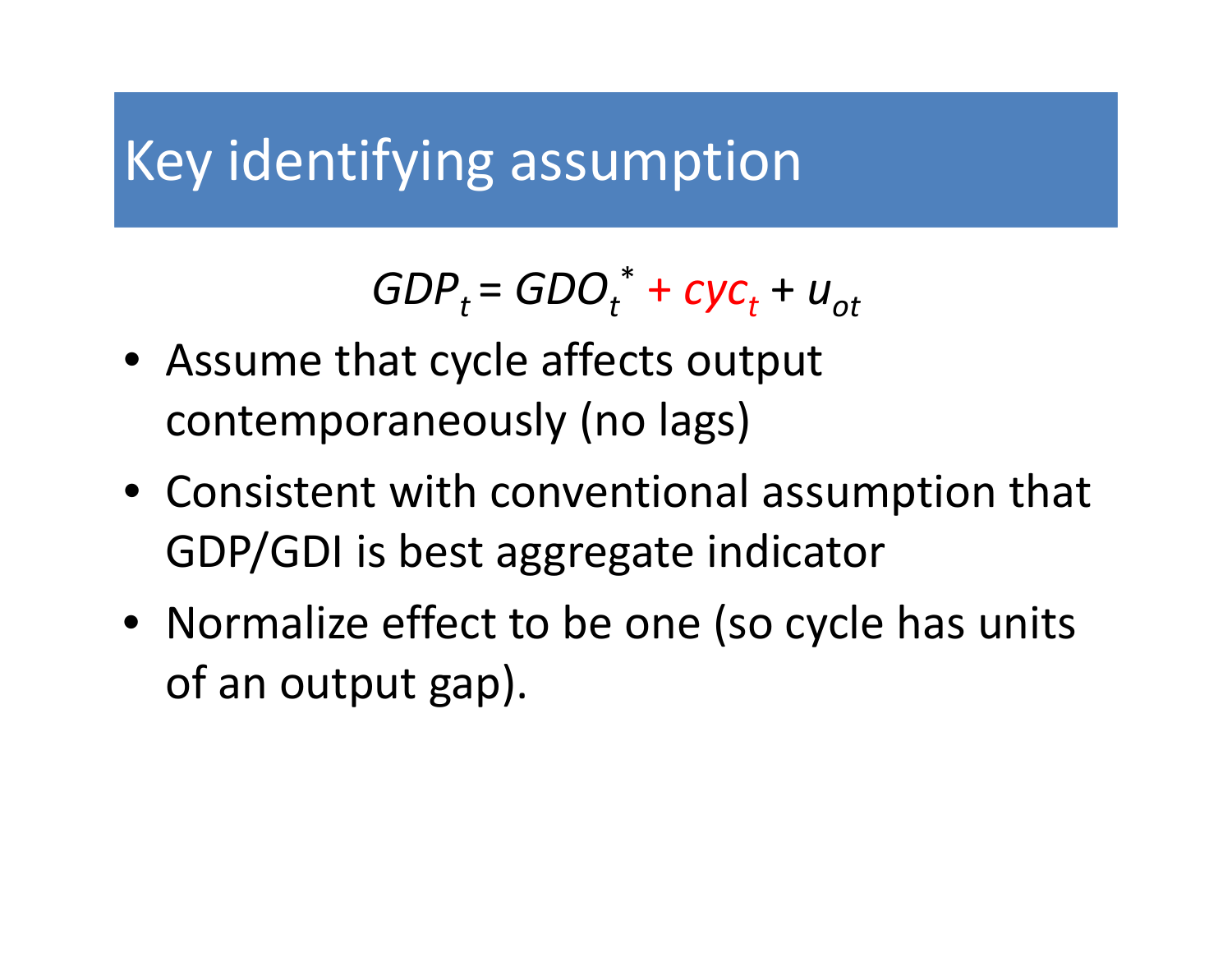# Key identifying assumption

$$GDP_t = GDO_t^* + cyc_t + u_{ot}$$

- Assume that cycle affects output contemporaneously (no lags)
- Consistent with conventional assumption that GDP/GDI is best aggregate indicator
- Normalize effect to be one (so cycle has units of an output gap).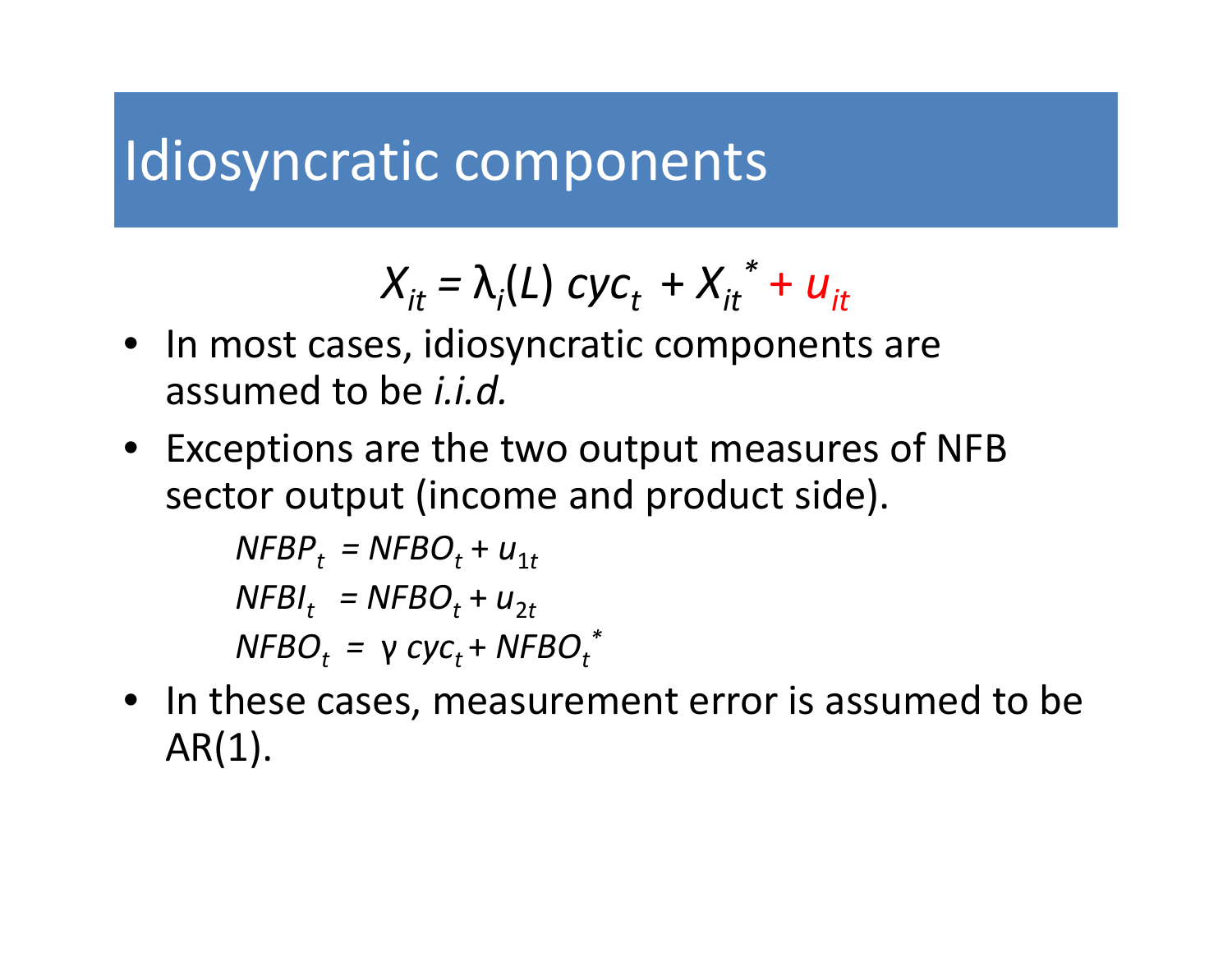# Idiosyncratic components

$$X_{it} = \lambda_i(L)\, cyc_t + X_{it}^{*} + u_{it}$$

- In most cases, idiosyncratic components are assumed to be *i.i.d.*
- Exceptions are the two output measures of NFB sector output (income and product side).

$$NFBP_t = NFBO_t + u_{1t}$$
$$NFBI_t = NFBO_t + u_{2t}$$
$$NFBO_t = \gamma\, cyc_t + NFBO_t^{*}$$

- In these cases, measurement error is assumed to be AR(1).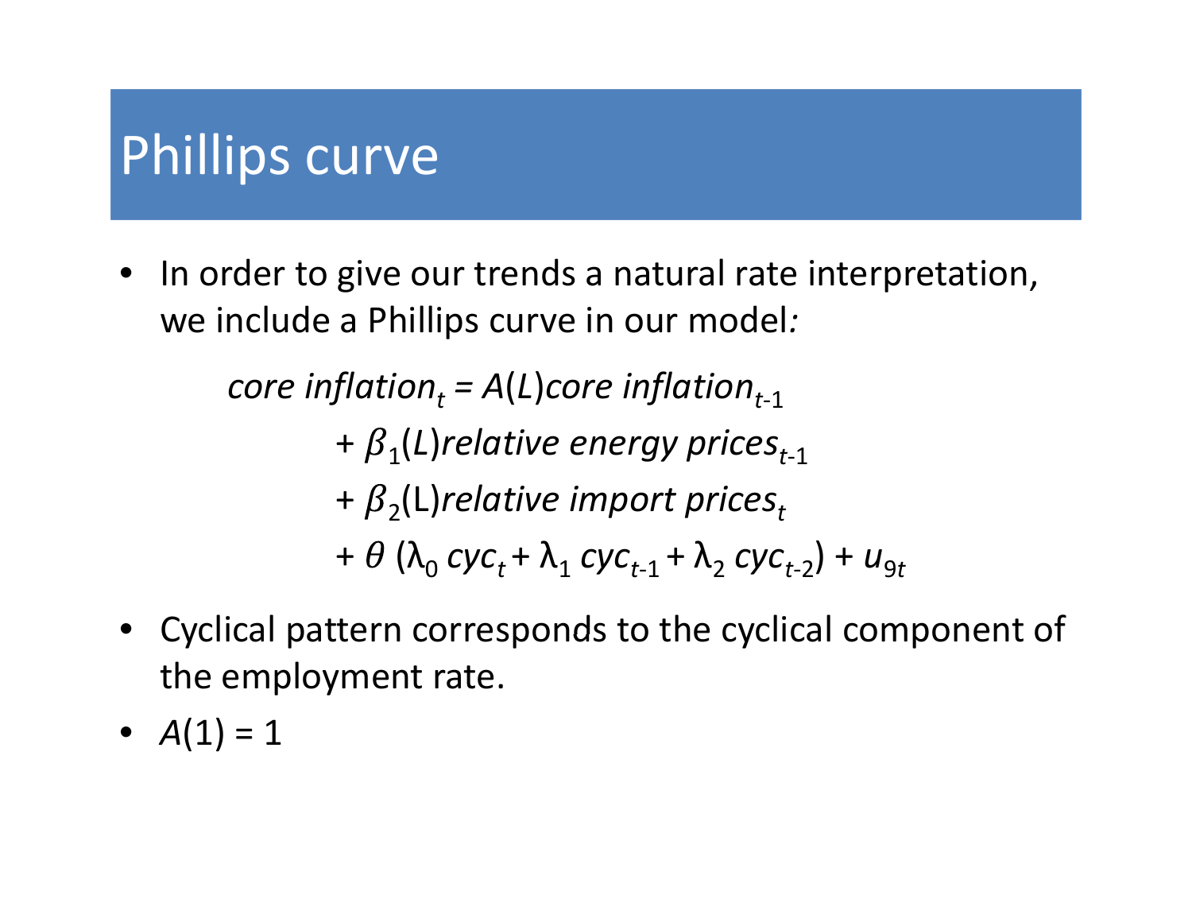# Phillips curve

- In order to give our trends a natural rate interpretation, we include a Phillips curve in our model:

$$
\begin{aligned}
\textit{core inflation}_t = {} & A(L)\textit{core inflation}_{t-1} \\
& + \beta_1(L)\textit{relative energy prices}_{t-1} \\
& + \beta_2(\mathrm{L})\textit{relative import prices}_t \\
& + \theta\,(\lambda_0\, cyc_t + \lambda_1\, cyc_{t-1} + \lambda_2\, cyc_{t-2}) + u_{9t}
\end{aligned}
$$

- Cyclical pattern corresponds to the cyclical component of the employment rate.
- $A(1) = 1$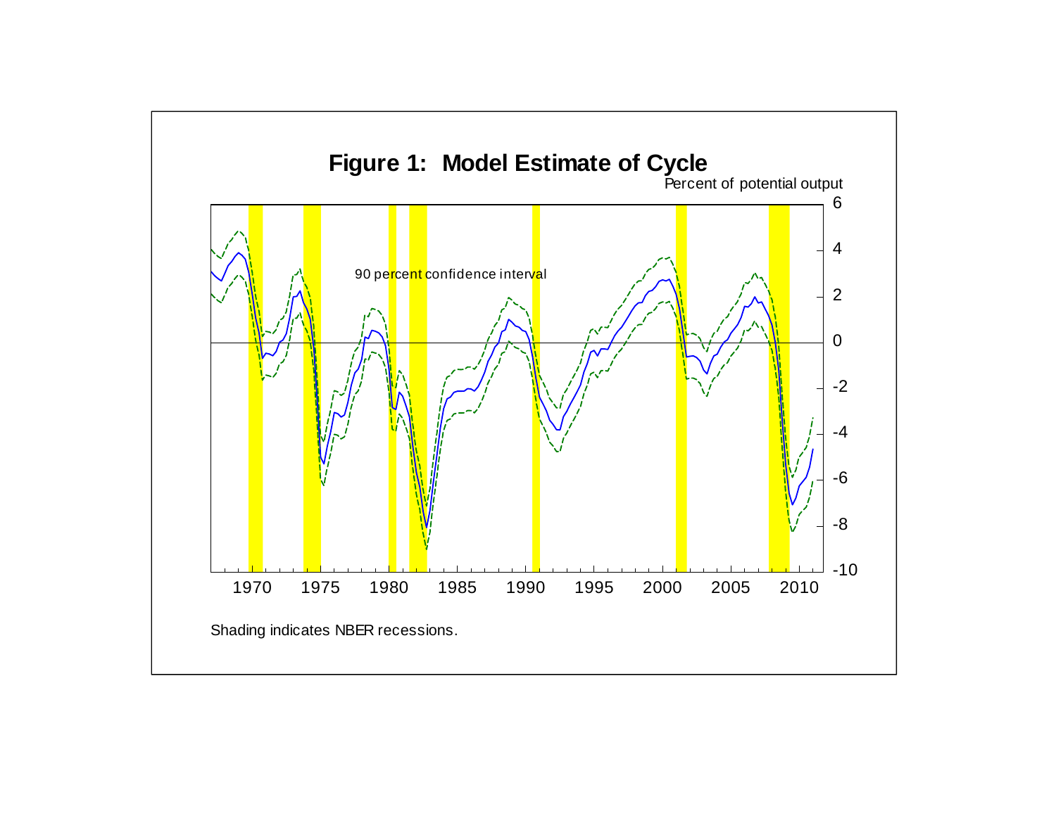# Figure 1: Model Estimate of Cycle

Percent of potential output

90 percent confidence interval

Shading indicates NBER recessions.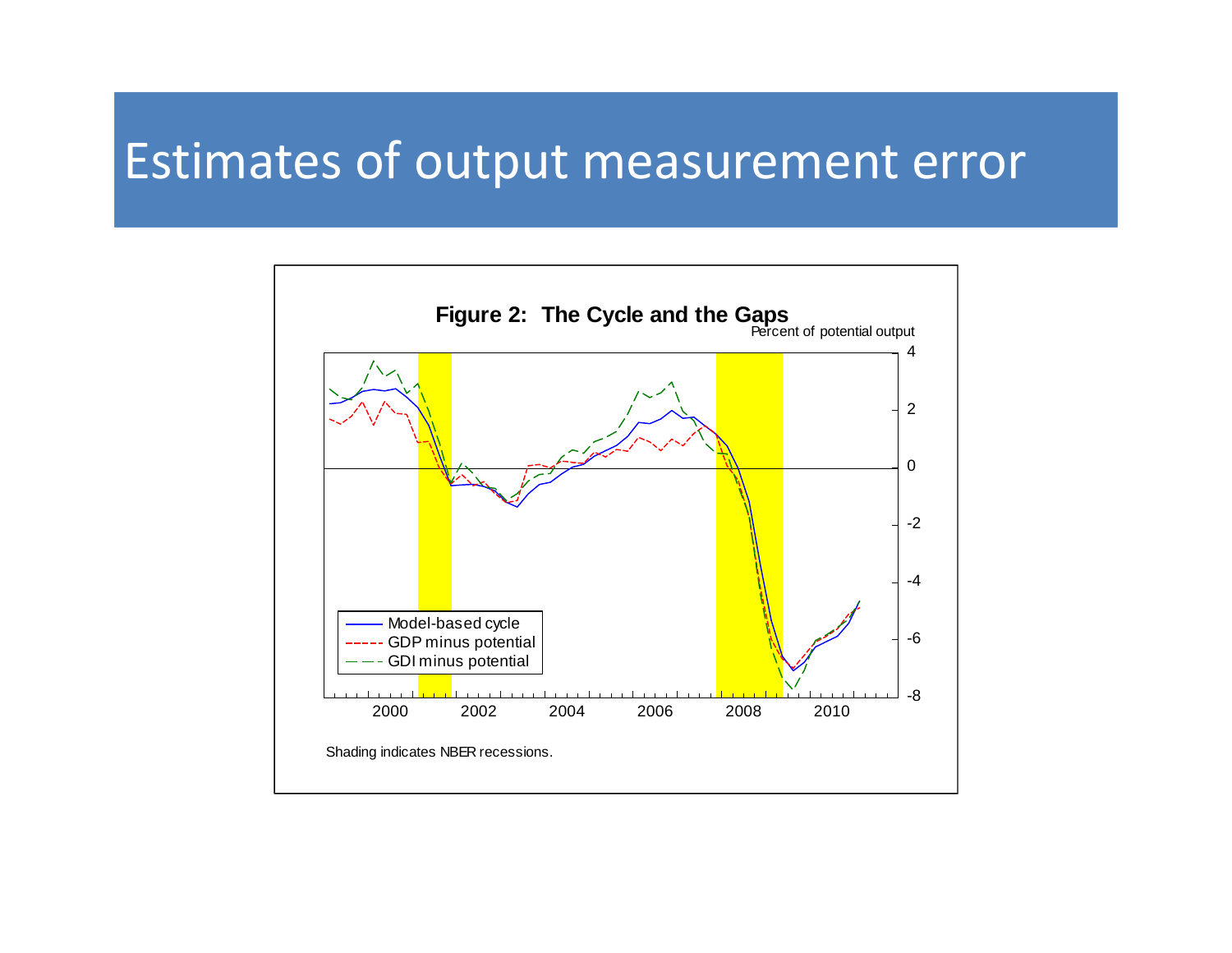# Estimates of output measurement error

**Figure 2: The Cycle and the Gaps**

Percent of potential output

Model-based cycle

GDP minus potential

GDI minus potential

Shading indicates NBER recessions.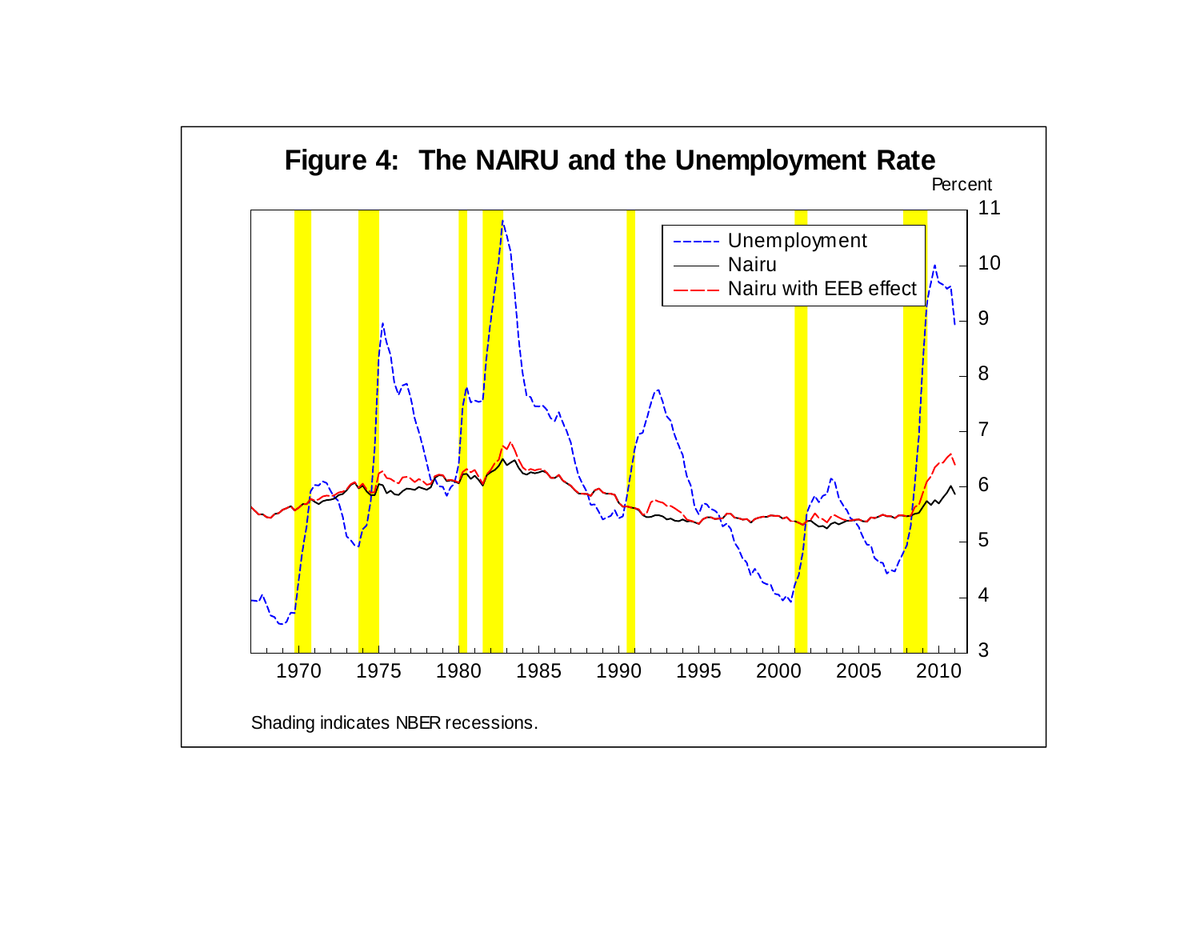**Figure 4: The NAIRU and the Unemployment Rate**

Percent

- Unemployment
- Nairu
- Nairu with EEB effect

Shading indicates NBER recessions.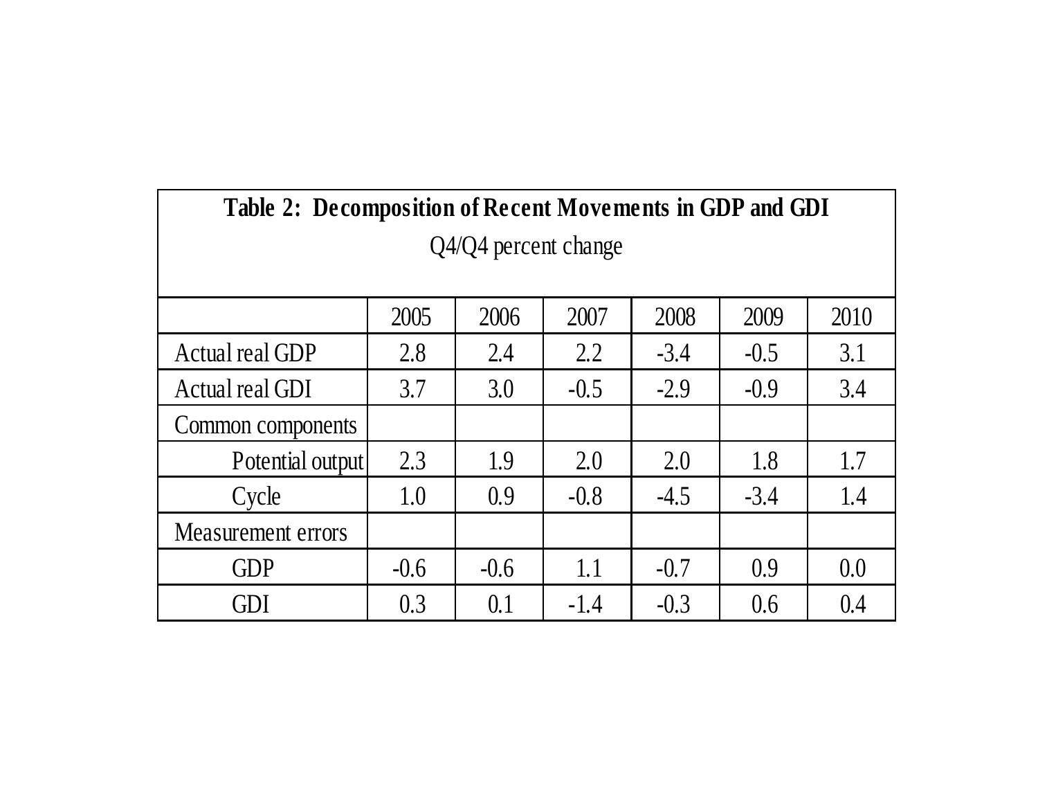**Table 2: Decomposition of Recent Movements in GDP and GDI**

Q4/Q4 percent change

| | 2005 | 2006 | 2007 | 2008 | 2009 | 2010 |
|---|---|---|---|---|---|---|
| Actual real GDP | 2.8 | 2.4 | 2.2 | -3.4 | -0.5 | 3.1 |
| Actual real GDI | 3.7 | 3.0 | -0.5 | -2.9 | -0.9 | 3.4 |
| Common components | | | | | | |
| Potential output | 2.3 | 1.9 | 2.0 | 2.0 | 1.8 | 1.7 |
| Cycle | 1.0 | 0.9 | -0.8 | -4.5 | -3.4 | 1.4 |
| Measurement errors | | | | | | |
| GDP | -0.6 | -0.6 | 1.1 | -0.7 | 0.9 | 0.0 |
| GDI | 0.3 | 0.1 | -1.4 | -0.3 | 0.6 | 0.4 |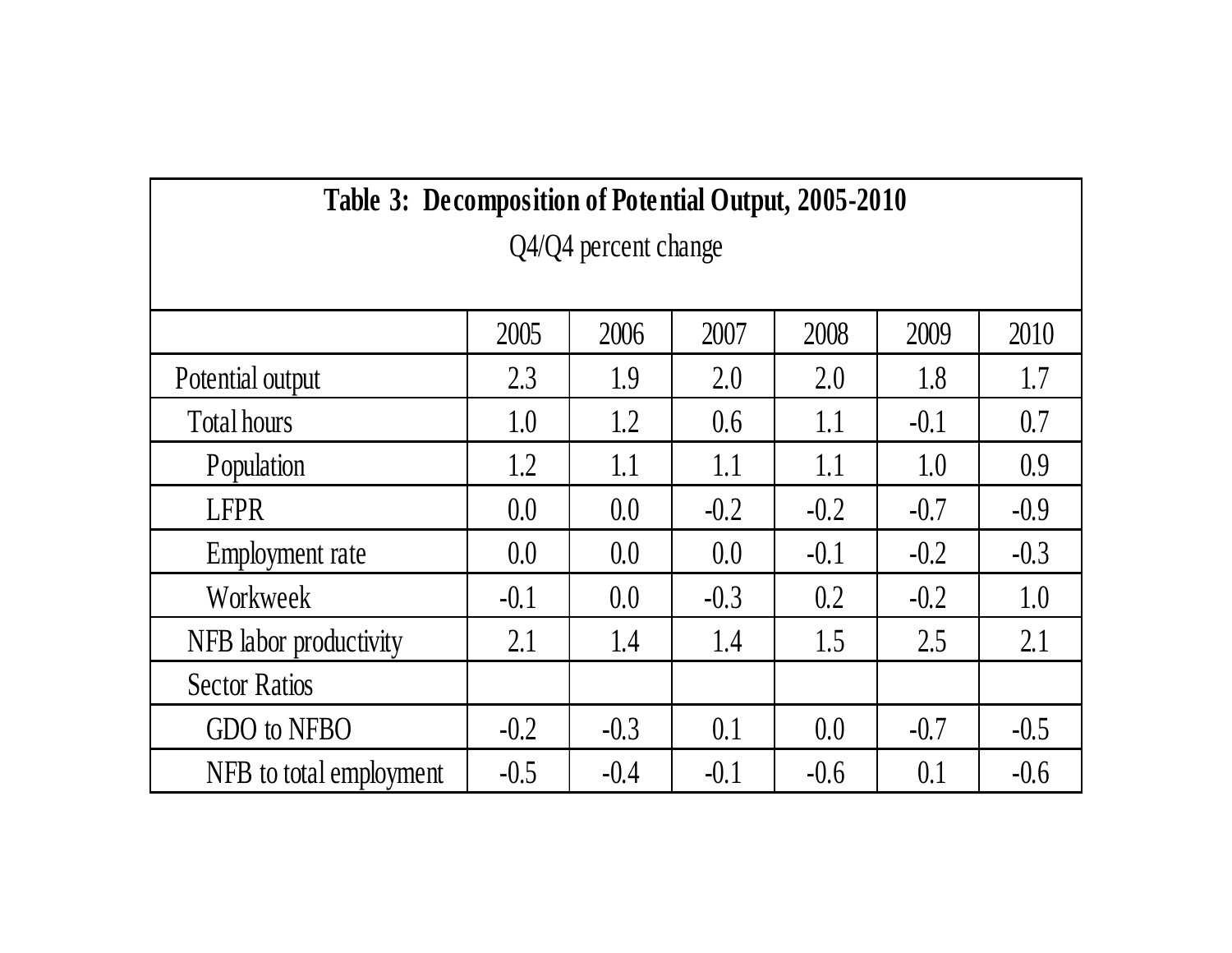**Table 3: Decomposition of Potential Output, 2005-2010**

Q4/Q4 percent change

| | 2005 | 2006 | 2007 | 2008 | 2009 | 2010 |
|---|---|---|---|---|---|---|
| Potential output | 2.3 | 1.9 | 2.0 | 2.0 | 1.8 | 1.7 |
| Total hours | 1.0 | 1.2 | 0.6 | 1.1 | -0.1 | 0.7 |
| Population | 1.2 | 1.1 | 1.1 | 1.1 | 1.0 | 0.9 |
| LFPR | 0.0 | 0.0 | -0.2 | -0.2 | -0.7 | -0.9 |
| Employment rate | 0.0 | 0.0 | 0.0 | -0.1 | -0.2 | -0.3 |
| Workweek | -0.1 | 0.0 | -0.3 | 0.2 | -0.2 | 1.0 |
| NFB labor productivity | 2.1 | 1.4 | 1.4 | 1.5 | 2.5 | 2.1 |
| Sector Ratios | | | | | | |
| GDO to NFBO | -0.2 | -0.3 | 0.1 | 0.0 | -0.7 | -0.5 |
| NFB to total employment | -0.5 | -0.4 | -0.1 | -0.6 | 0.1 | -0.6 |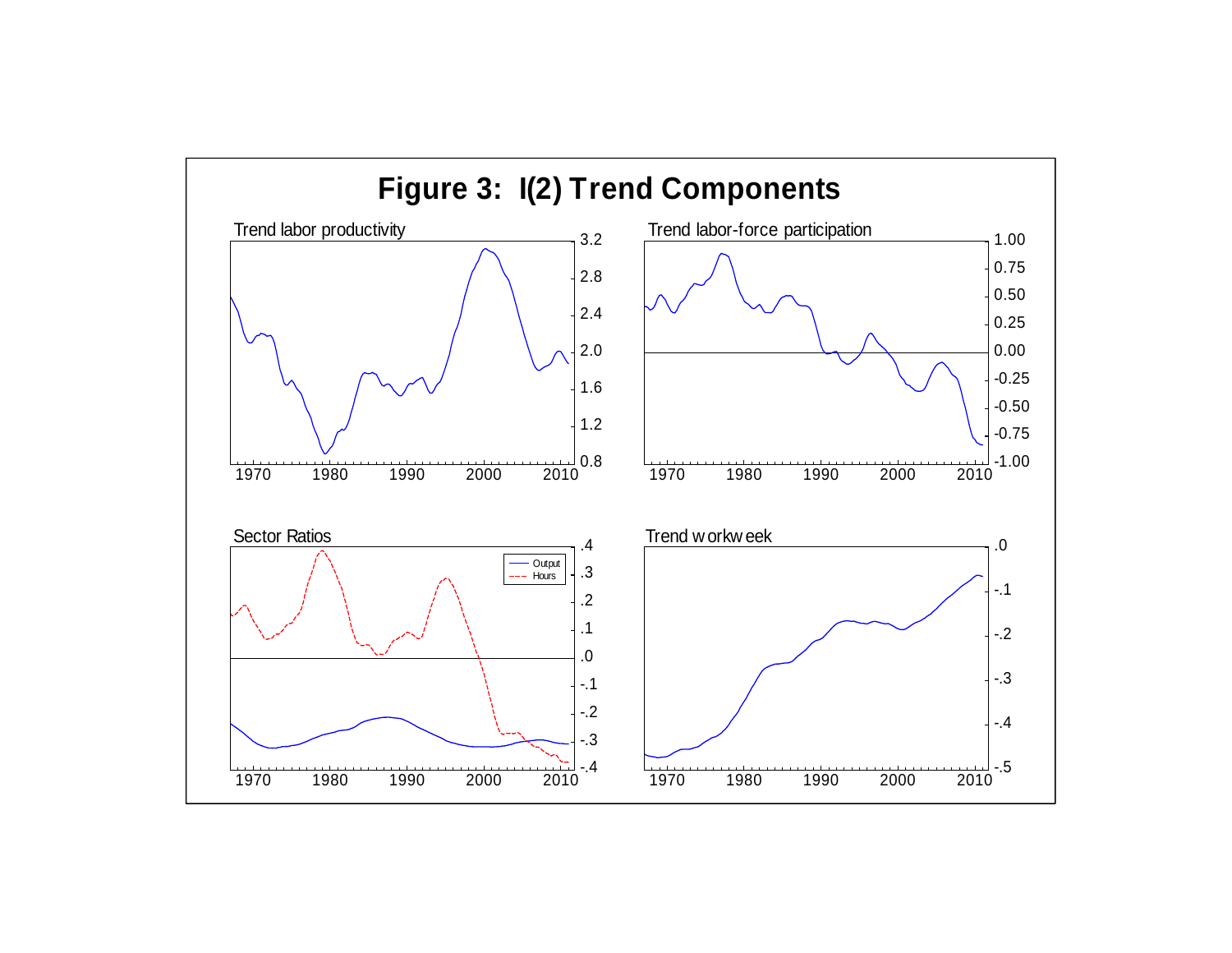# Figure 3: I(2) Trend Components

Trend labor productivity

Trend labor-force participation

Sector Ratios

Output

Hours

Trend workweek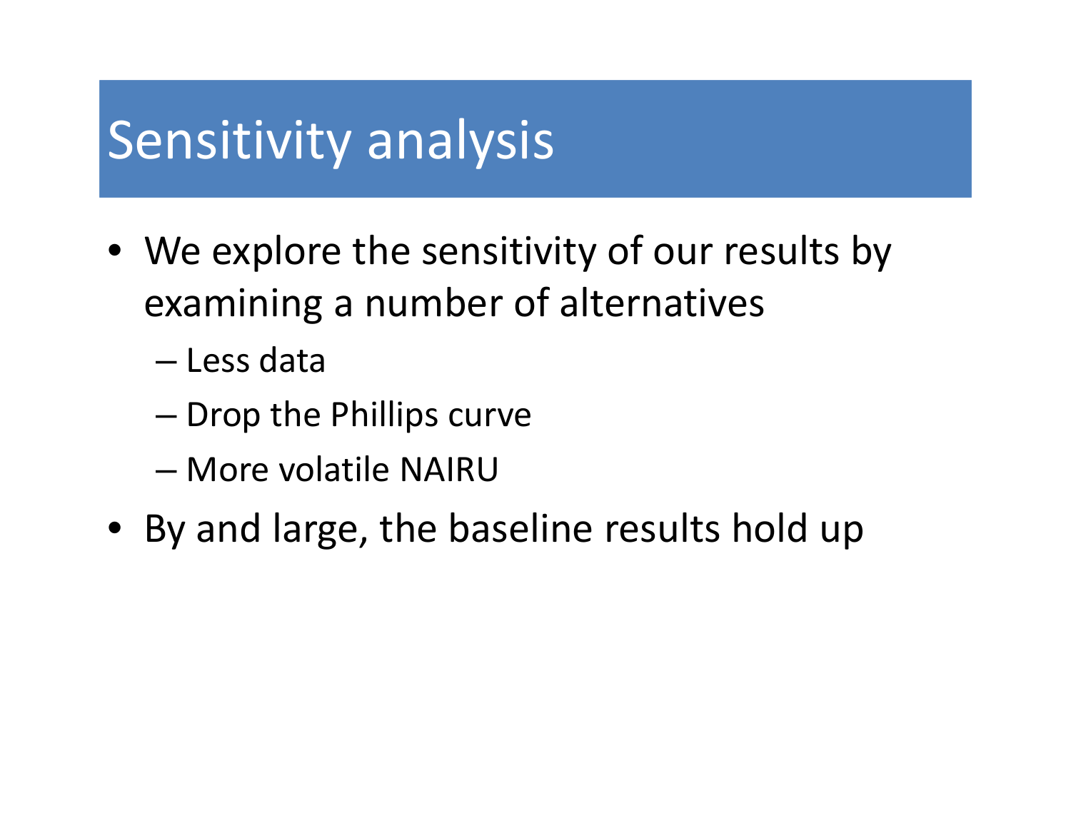# Sensitivity analysis

- We explore the sensitivity of our results by examining a number of alternatives
  - Less data
  - Drop the Phillips curve
  - More volatile NAIRU
- By and large, the baseline results hold up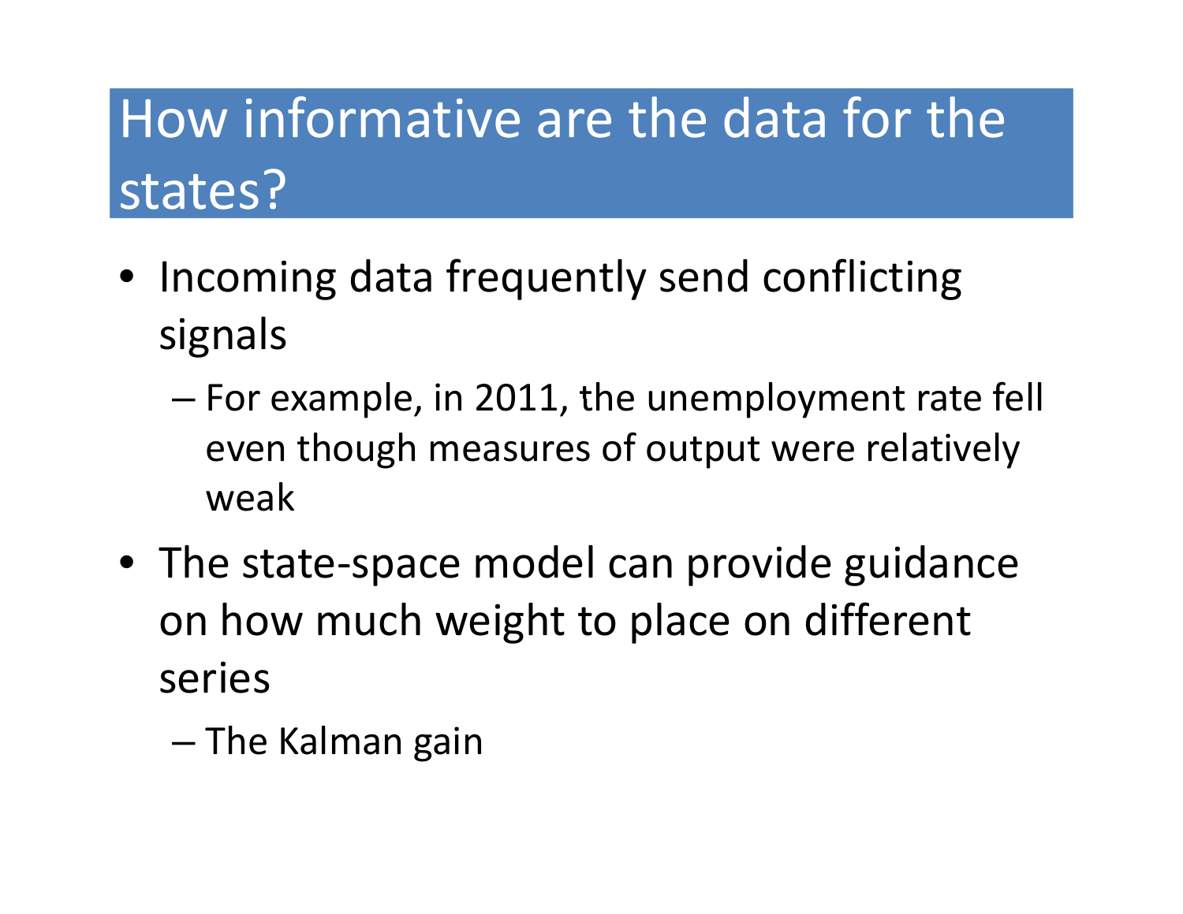# How informative are the data for the states?

- Incoming data frequently send conflicting signals
  - For example, in 2011, the unemployment rate fell even though measures of output were relatively weak
- The state-space model can provide guidance on how much weight to place on different series
  - The Kalman gain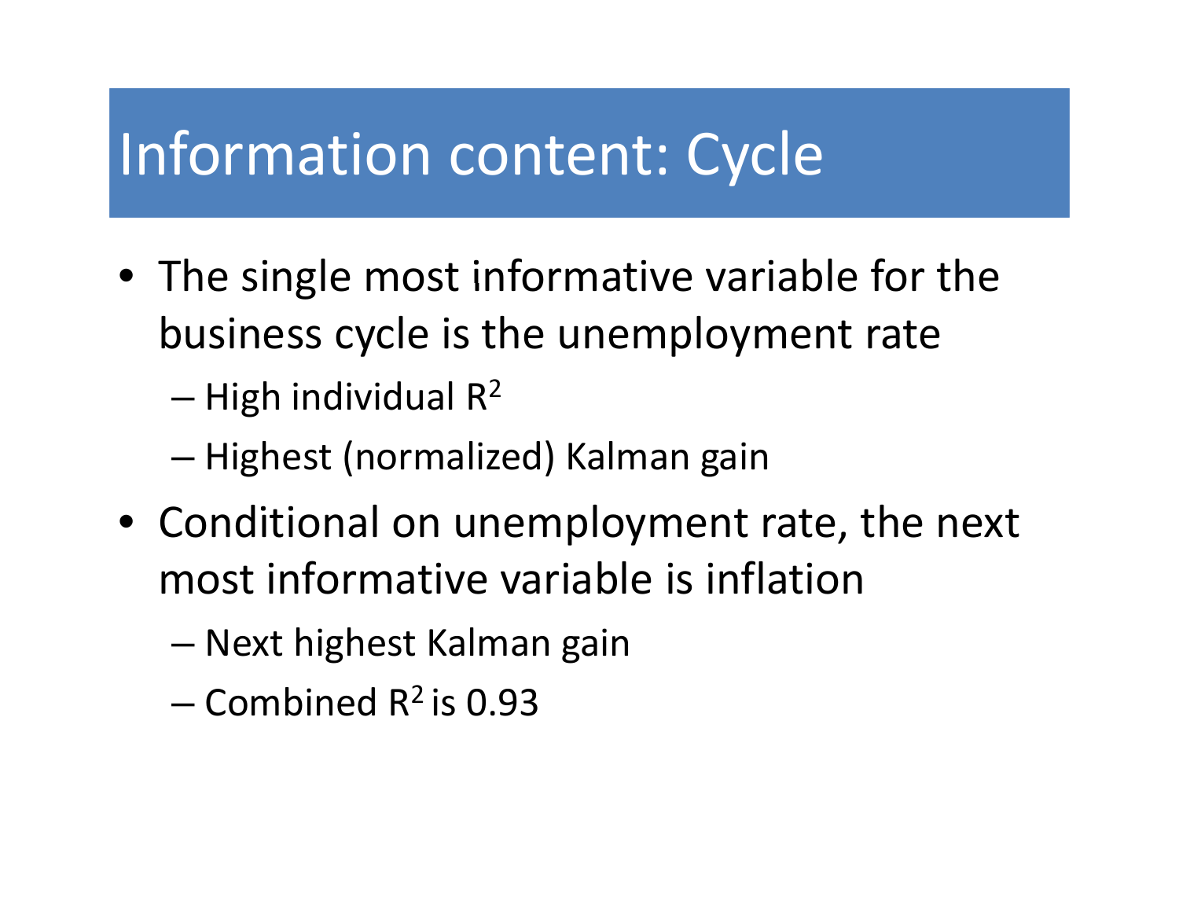# Information content: Cycle

- The single most informative variable for the business cycle is the unemployment rate
  - High individual $R^2$
  - Highest (normalized) Kalman gain
- Conditional on unemployment rate, the next most informative variable is inflation
  - Next highest Kalman gain
  - Combined $R^2$ is 0.93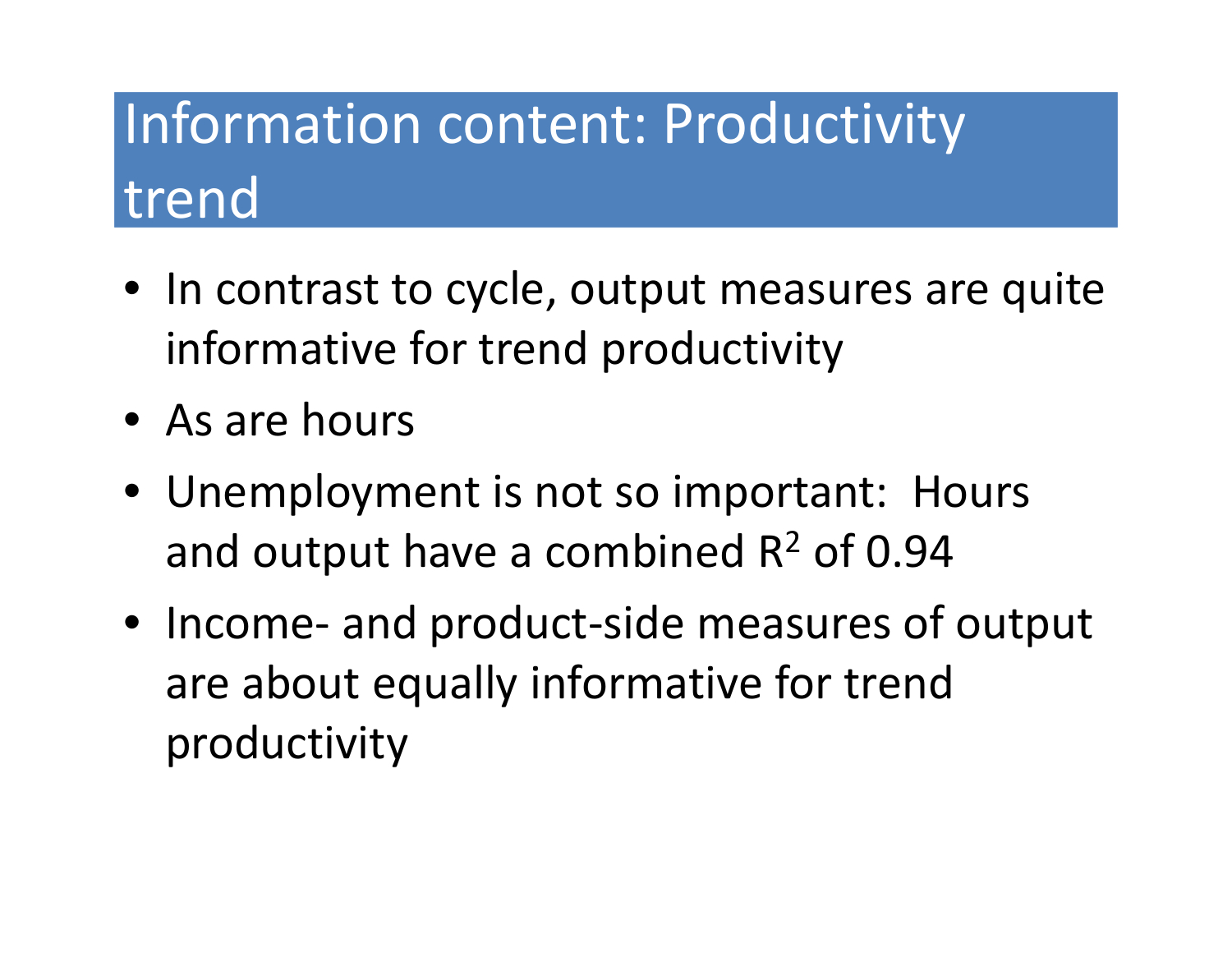# Information content: Productivity trend

- In contrast to cycle, output measures are quite informative for trend productivity
- As are hours
- Unemployment is not so important: Hours and output have a combined $R^2$ of 0.94
- Income- and product-side measures of output are about equally informative for trend productivity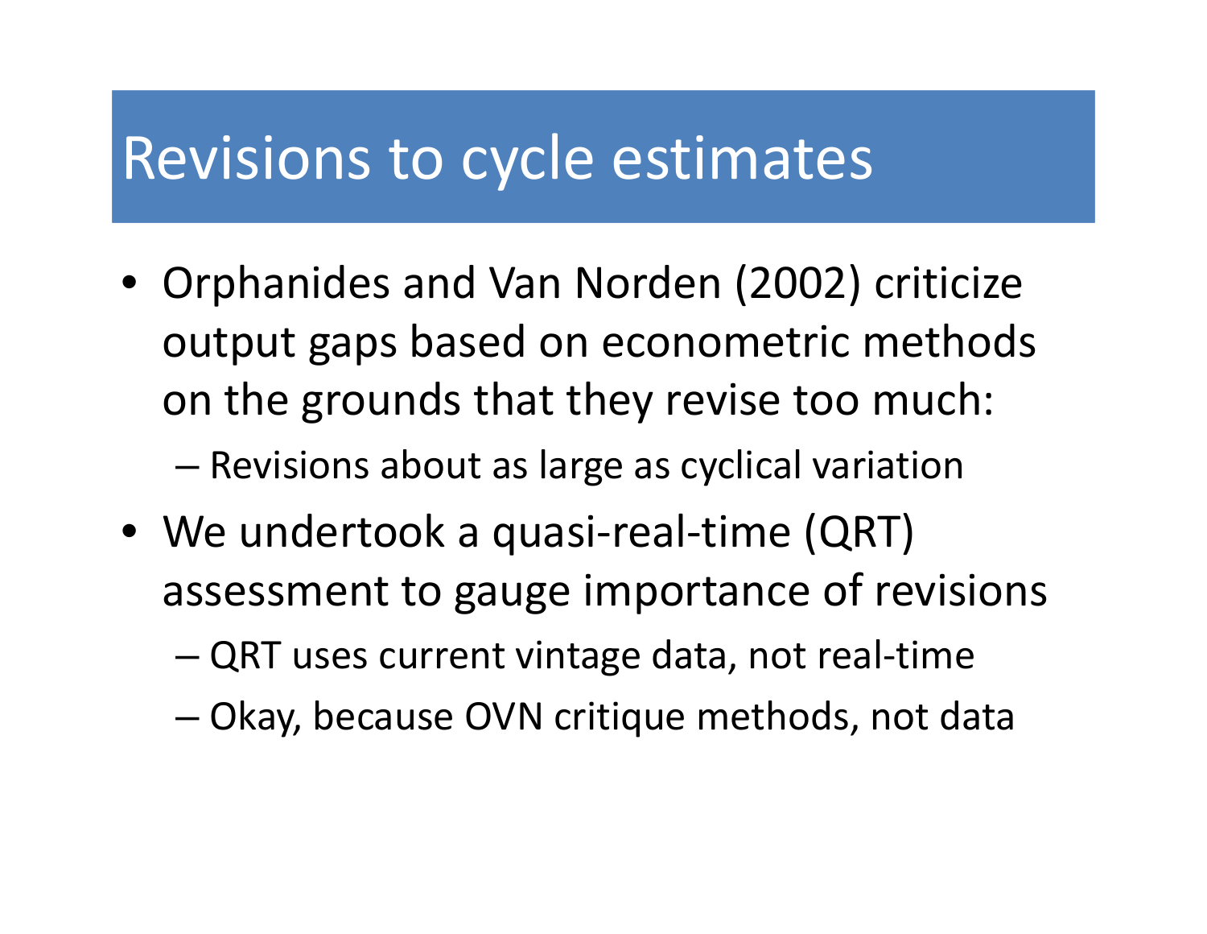# Revisions to cycle estimates

- Orphanides and Van Norden (2002) criticize output gaps based on econometric methods on the grounds that they revise too much:
  - Revisions about as large as cyclical variation
- We undertook a quasi-real-time (QRT) assessment to gauge importance of revisions
  - QRT uses current vintage data, not real-time
  - Okay, because OVN critique methods, not data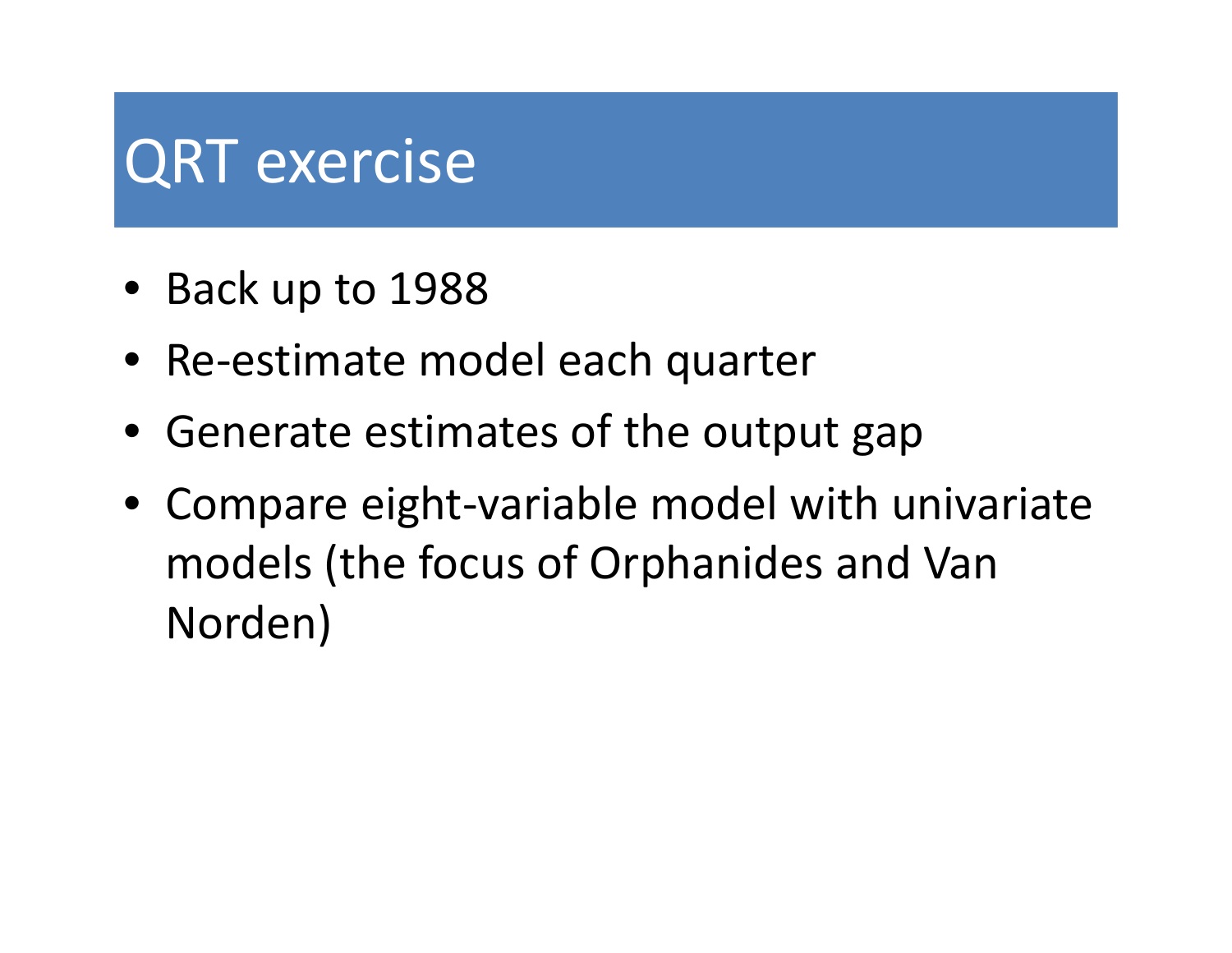# QRT exercise

- Back up to 1988
- Re-estimate model each quarter
- Generate estimates of the output gap
- Compare eight-variable model with univariate models (the focus of Orphanides and Van Norden)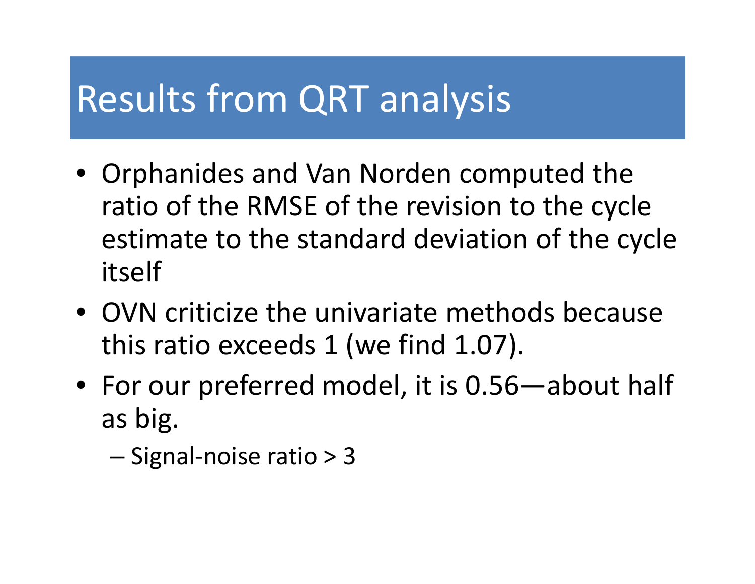# Results from QRT analysis

- Orphanides and Van Norden computed the ratio of the RMSE of the revision to the cycle estimate to the standard deviation of the cycle itself
- OVN criticize the univariate methods because this ratio exceeds 1 (we find 1.07).
- For our preferred model, it is 0.56—about half as big.
  - Signal-noise ratio > 3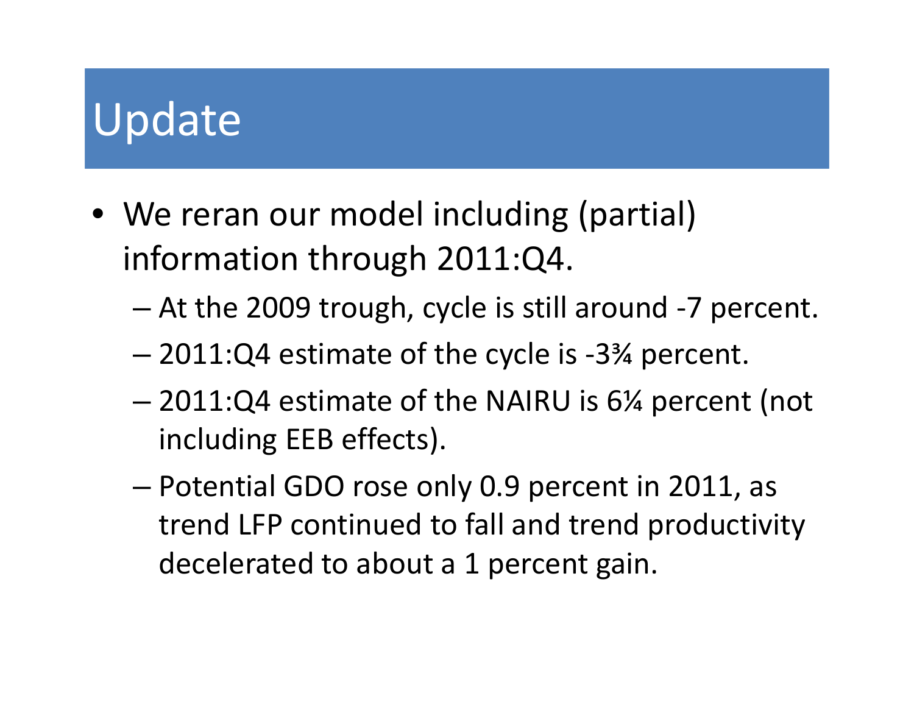# Update

- We reran our model including (partial) information through 2011:Q4.
  - At the 2009 trough, cycle is still around -7 percent.
  - 2011:Q4 estimate of the cycle is -3¾ percent.
  - 2011:Q4 estimate of the NAIRU is 6¼ percent (not including EEB effects).
  - Potential GDO rose only 0.9 percent in 2011, as trend LFP continued to fall and trend productivity decelerated to about a 1 percent gain.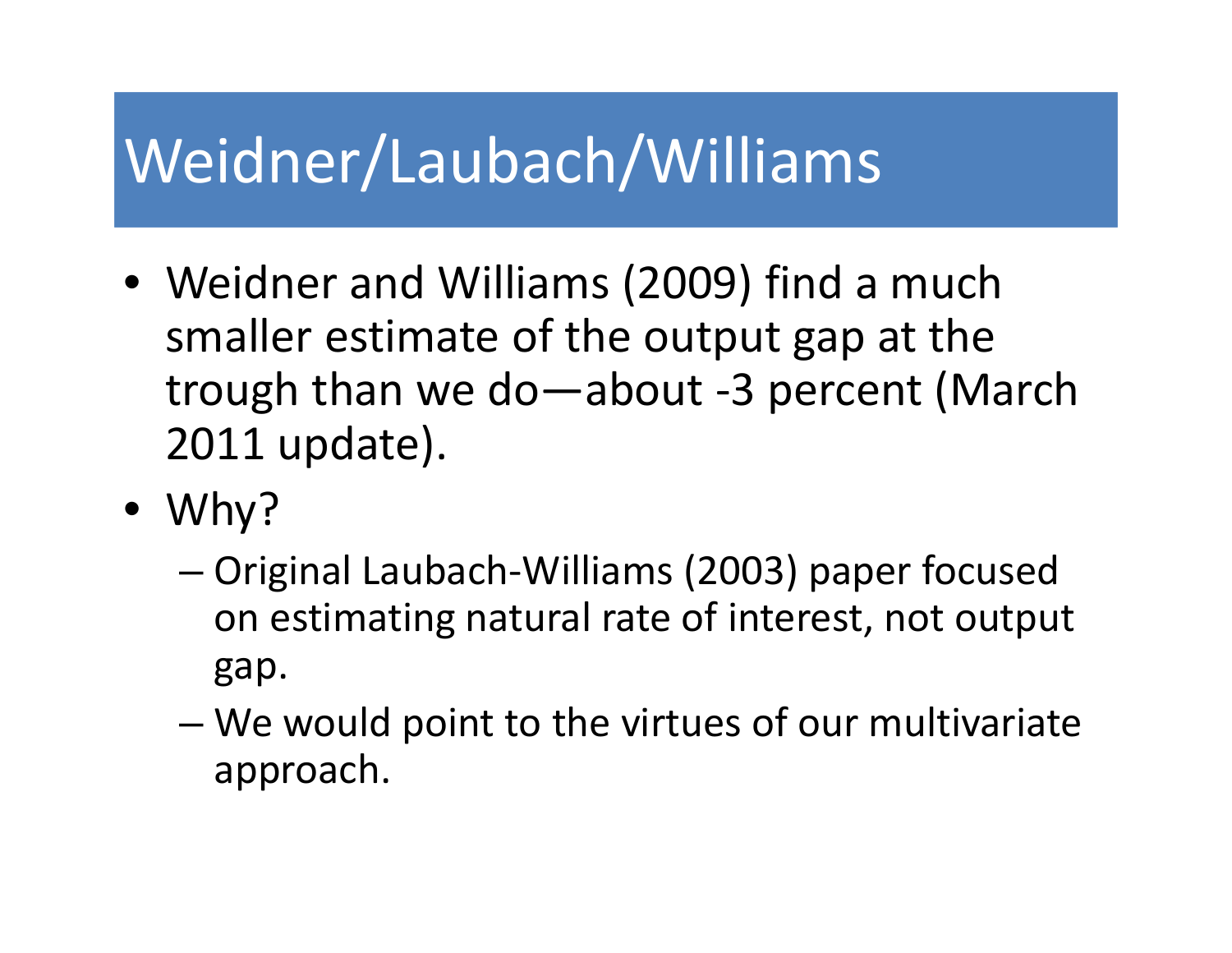# Weidner/Laubach/Williams

- Weidner and Williams (2009) find a much smaller estimate of the output gap at the trough than we do—about -3 percent (March 2011 update).
- Why?
  - Original Laubach-Williams (2003) paper focused on estimating natural rate of interest, not output gap.
  - We would point to the virtues of our multivariate approach.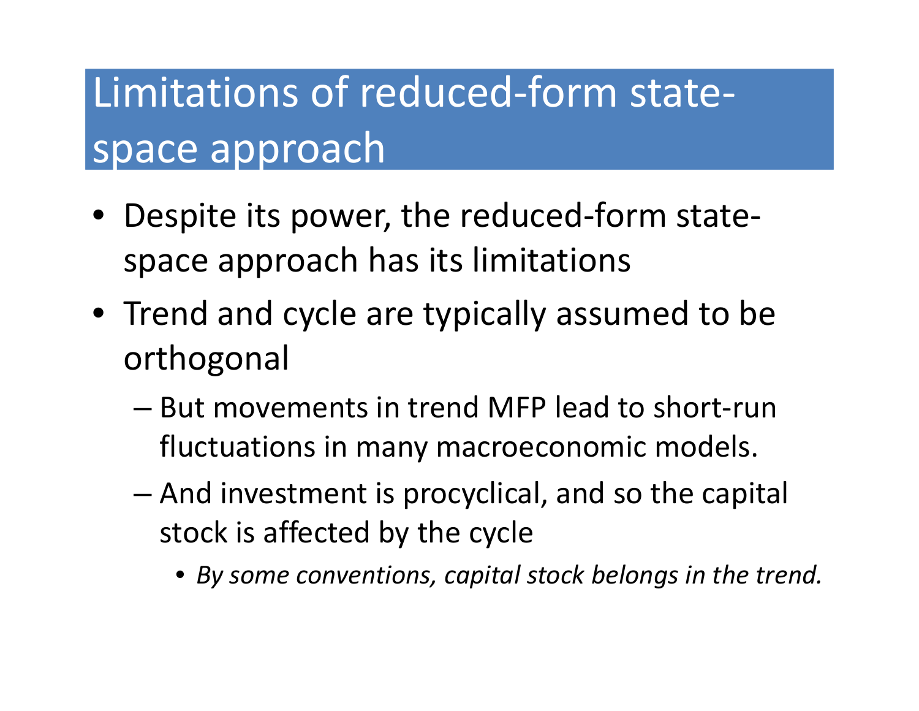# Limitations of reduced-form state-space approach

- Despite its power, the reduced-form state-space approach has its limitations
- Trend and cycle are typically assumed to be orthogonal
  - But movements in trend MFP lead to short-run fluctuations in many macroeconomic models.
  - And investment is procyclical, and so the capital stock is affected by the cycle
    - *By some conventions, capital stock belongs in the trend.*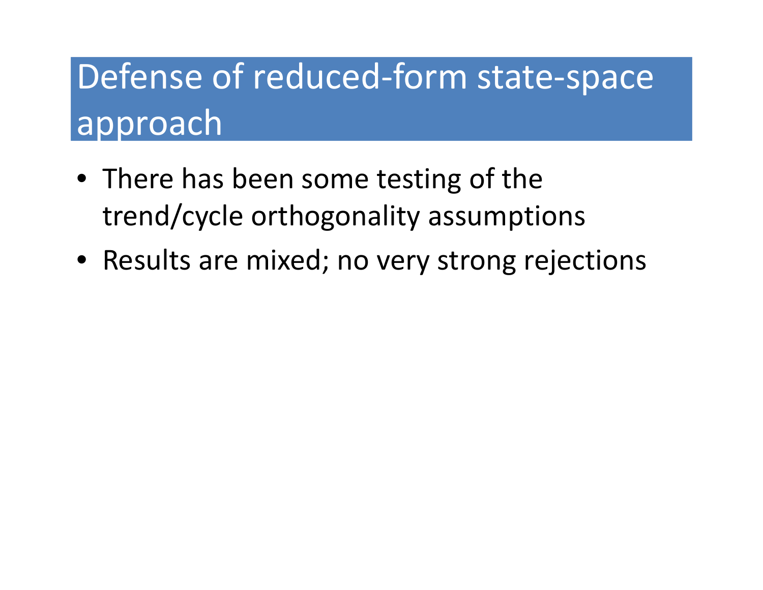# Defense of reduced-form state-space approach

- There has been some testing of the trend/cycle orthogonality assumptions
- Results are mixed; no very strong rejections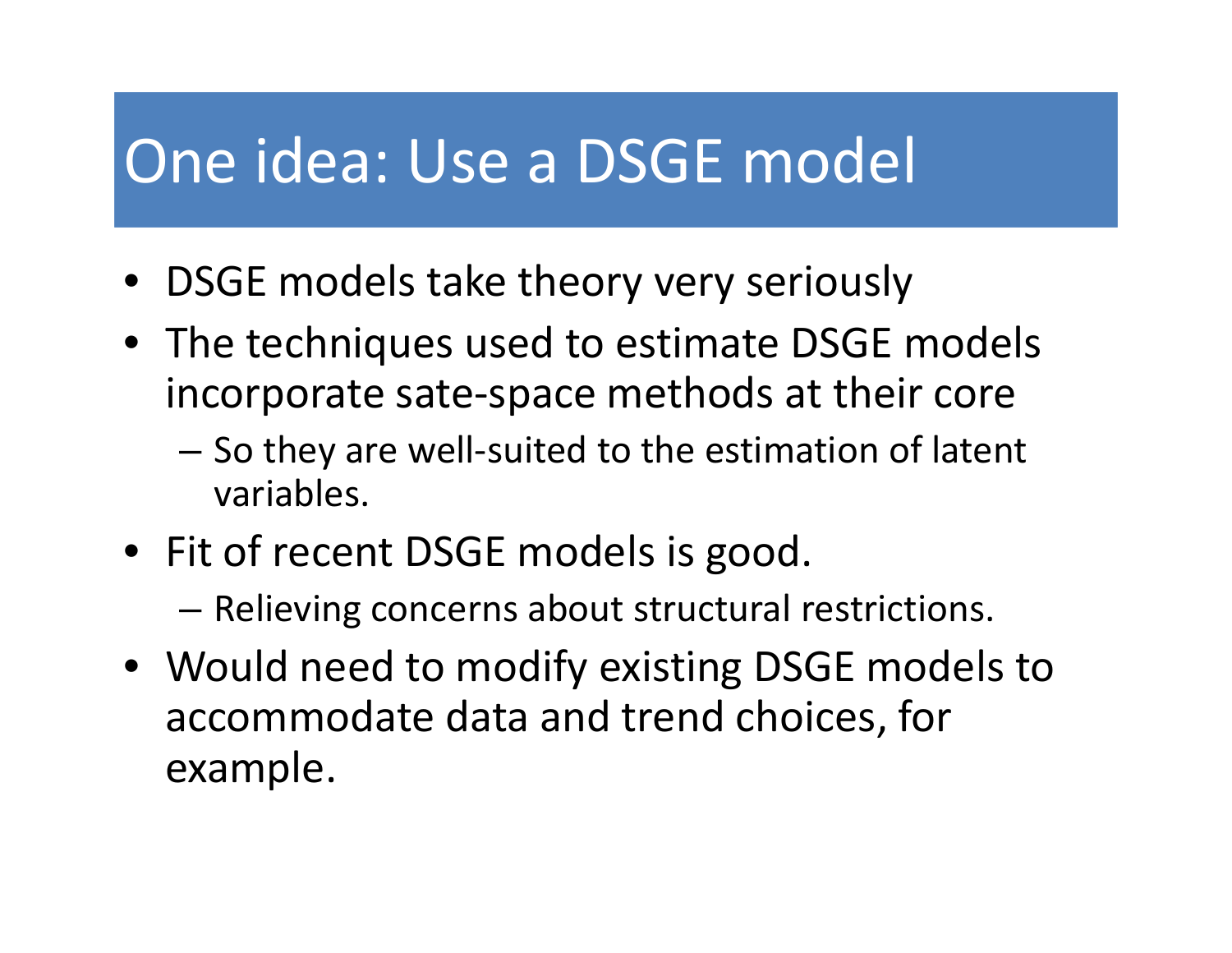# One idea: Use a DSGE model

- DSGE models take theory very seriously
- The techniques used to estimate DSGE models incorporate sate-space methods at their core
  - So they are well-suited to the estimation of latent variables.
- Fit of recent DSGE models is good.
  - Relieving concerns about structural restrictions.
- Would need to modify existing DSGE models to accommodate data and trend choices, for example.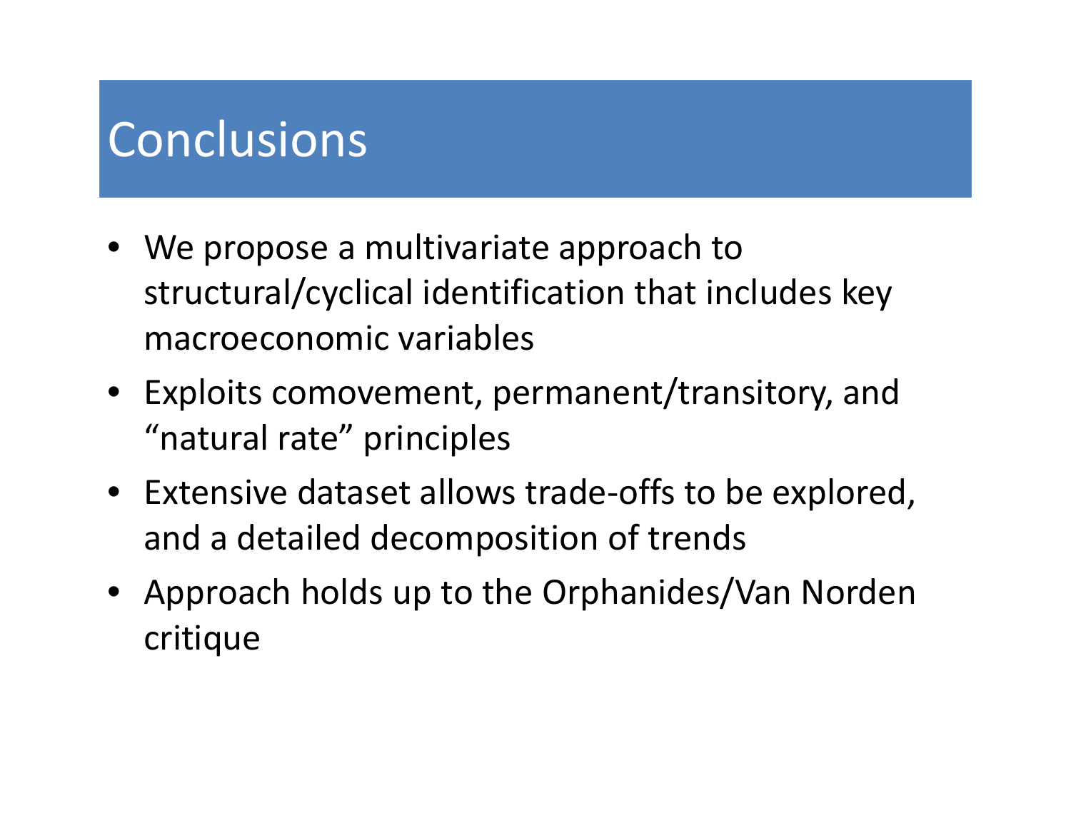# Conclusions

- We propose a multivariate approach to structural/cyclical identification that includes key macroeconomic variables
- Exploits comovement, permanent/transitory, and “natural rate” principles
- Extensive dataset allows trade-offs to be explored, and a detailed decomposition of trends
- Approach holds up to the Orphanides/Van Norden critique